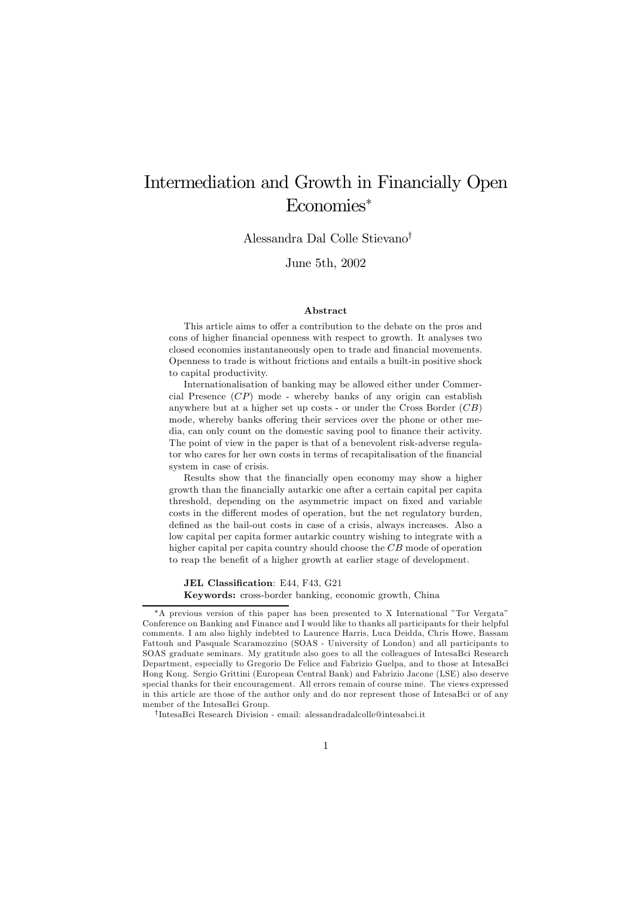# Intermediation and Growth in Financially Open Economies*

Alessandra Dal Colle Stievano†

June 5th, 2002

### Abstract

This article aims to offer a contribution to the debate on the pros and cons of higher financial openness with respect to growth. It analyses two closed economies instantaneously open to trade and financial movements. Openness to trade is without frictions and entails a built-in positive shock to capital productivity.

Internationalisation of banking may be allowed either under Commercial Presence ($CP$) mode - whereby banks of any origin can establish anywhere but at a higher set up costs - or under the Cross Border ($CB$) mode, whereby banks offering their services over the phone or other media, can only count on the domestic saving pool to finance their activity. The point of view in the paper is that of a benevolent risk-adverse regulator who cares for her own costs in terms of recapitalisation of the financial system in case of crisis.

Results show that the financially open economy may show a higher growth than the financially autarkic one after a certain capital per capita threshold, depending on the asymmetric impact on fixed and variable costs in the different modes of operation, but the net regulatory burden, defined as the bail-out costs in case of a crisis, always increases. Also a low capital per capita former autarkic country wishing to integrate with a higher capital per capita country should choose the $CB$ mode of operation to reap the benefit of a higher growth at earlier stage of development.

**JEL Classification**: E44, F43, G21

**Keywords:** cross-border banking, economic growth, China

---

*A previous version of this paper has been presented to X International "Tor Vergata" Conference on Banking and Finance and I would like to thanks all participants for their helpful comments. I am also highly indebted to Laurence Harris, Luca Deidda, Chris Howe, Bassam Fattouh and Pasquale Scaramozzino (SOAS - University of London) and all participants to SOAS graduate seminars. My gratitude also goes to all the colleagues of IntesaBci Research Department, especially to Gregorio De Felice and Fabrizio Guelpa, and to those at IntesaBci Hong Kong. Sergio Grittini (European Central Bank) and Fabrizio Jacone (LSE) also deserve special thanks for their encouragement. All errors remain of course mine. The views expressed in this article are those of the author only and do nor represent those of IntesaBci or of any member of the IntesaBci Group.

†IntesaBci Research Division - email: alessandradalcolle@intesabci.it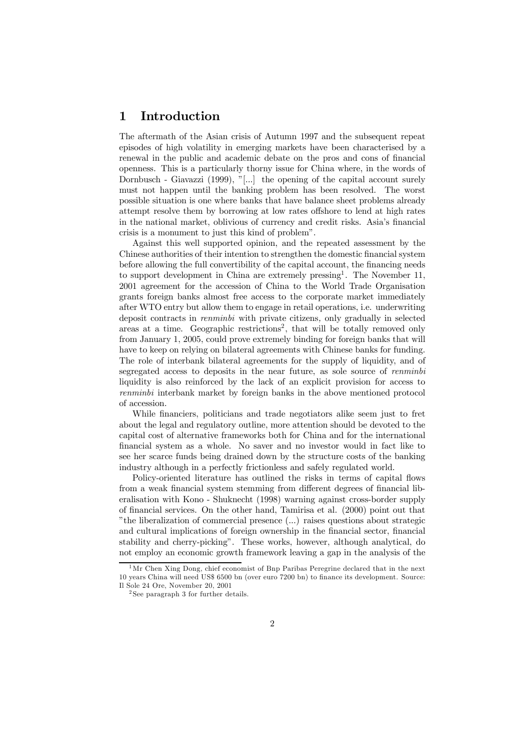# 1 Introduction

The aftermath of the Asian crisis of Autumn 1997 and the subsequent repeat episodes of high volatility in emerging markets have been characterised by a renewal in the public and academic debate on the pros and cons of financial openness. This is a particularly thorny issue for China where, in the words of Dornbusch - Giavazzi (1999), "[...] the opening of the capital account surely must not happen until the banking problem has been resolved. The worst possible situation is one where banks that have balance sheet problems already attempt resolve them by borrowing at low rates offshore to lend at high rates in the national market, oblivious of currency and credit risks. Asia's financial crisis is a monument to just this kind of problem".

Against this well supported opinion, and the repeated assessment by the Chinese authorities of their intention to strengthen the domestic financial system before allowing the full convertibility of the capital account, the financing needs to support development in China are extremely pressing[1]. The November 11, 2001 agreement for the accession of China to the World Trade Organisation grants foreign banks almost free access to the corporate market immediately after WTO entry but allow them to engage in retail operations, i.e. underwriting deposit contracts in *renminbi* with private citizens, only gradually in selected areas at a time. Geographic restrictions[2], that will be totally removed only from January 1, 2005, could prove extremely binding for foreign banks that will have to keep on relying on bilateral agreements with Chinese banks for funding. The role of interbank bilateral agreements for the supply of liquidity, and of segregated access to deposits in the near future, as sole source of *renminbi* liquidity is also reinforced by the lack of an explicit provision for access to *renminbi* interbank market by foreign banks in the above mentioned protocol of accession.

While financiers, politicians and trade negotiators alike seem just to fret about the legal and regulatory outline, more attention should be devoted to the capital cost of alternative frameworks both for China and for the international financial system as a whole. No saver and no investor would in fact like to see her scarce funds being drained down by the structure costs of the banking industry although in a perfectly frictionless and safely regulated world.

Policy-oriented literature has outlined the risks in terms of capital flows from a weak financial system stemming from different degrees of financial liberalisation with Kono - Shuknecht (1998) warning against cross-border supply of financial services. On the other hand, Tamirisa et al. (2000) point out that "the liberalization of commercial presence (...) raises questions about strategic and cultural implications of foreign ownership in the financial sector, financial stability and cherry-picking". These works, however, although analytical, do not employ an economic growth framework leaving a gap in the analysis of the

[1] Mr Chen Xing Dong, chief economist of Bnp Paribas Peregrine declared that in the next 10 years China will need US$ 6500 bn (over euro 7200 bn) to finance its development. Source: Il Sole 24 Ore, November 20, 2001

[2] See paragraph 3 for further details.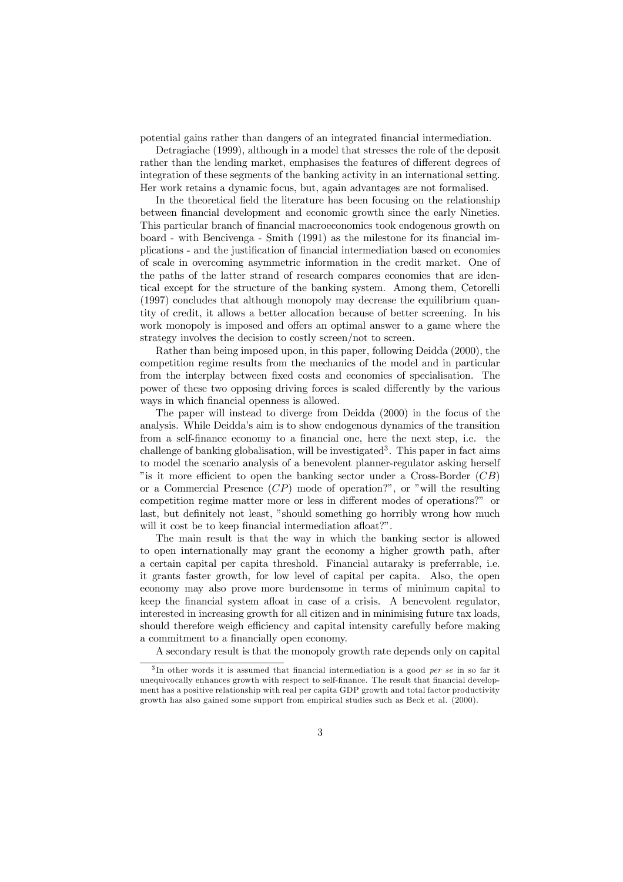potential gains rather than dangers of an integrated financial intermediation.

Detragiache (1999), although in a model that stresses the role of the deposit rather than the lending market, emphasises the features of different degrees of integration of these segments of the banking activity in an international setting. Her work retains a dynamic focus, but, again advantages are not formalised.

In the theoretical field the literature has been focusing on the relationship between financial development and economic growth since the early Nineties. This particular branch of financial macroeconomics took endogenous growth on board - with Bencivenga - Smith (1991) as the milestone for its financial implications - and the justification of financial intermediation based on economies of scale in overcoming asymmetric information in the credit market. One of the paths of the latter strand of research compares economies that are identical except for the structure of the banking system. Among them, Cetorelli (1997) concludes that although monopoly may decrease the equilibrium quantity of credit, it allows a better allocation because of better screening. In his work monopoly is imposed and offers an optimal answer to a game where the strategy involves the decision to costly screen/not to screen.

Rather than being imposed upon, in this paper, following Deidda (2000), the competition regime results from the mechanics of the model and in particular from the interplay between fixed costs and economies of specialisation. The power of these two opposing driving forces is scaled differently by the various ways in which financial openness is allowed.

The paper will instead to diverge from Deidda (2000) in the focus of the analysis. While Deidda's aim is to show endogenous dynamics of the transition from a self-finance economy to a financial one, here the next step, i.e. the challenge of banking globalisation, will be investigated[3]. This paper in fact aims to model the scenario analysis of a benevolent planner-regulator asking herself "is it more efficient to open the banking sector under a Cross-Border ($CB$) or a Commercial Presence ($CP$) mode of operation?", or "will the resulting competition regime matter more or less in different modes of operations?" or last, but definitely not least, "should something go horribly wrong how much will it cost be to keep financial intermediation afloat?".

The main result is that the way in which the banking sector is allowed to open internationally may grant the economy a higher growth path, after a certain capital per capita threshold. Financial autaraky is preferrable, i.e. it grants faster growth, for low level of capital per capita. Also, the open economy may also prove more burdensome in terms of minimum capital to keep the financial system afloat in case of a crisis. A benevolent regulator, interested in increasing growth for all citizen and in minimising future tax loads, should therefore weigh efficiency and capital intensity carefully before making a commitment to a financially open economy.

A secondary result is that the monopoly growth rate depends only on capital

[3] In other words it is assumed that financial intermediation is a good *per se* in so far it unequivocally enhances growth with respect to self-finance. The result that financial development has a positive relationship with real per capita GDP growth and total factor productivity growth has also gained some support from empirical studies such as Beck et al. (2000).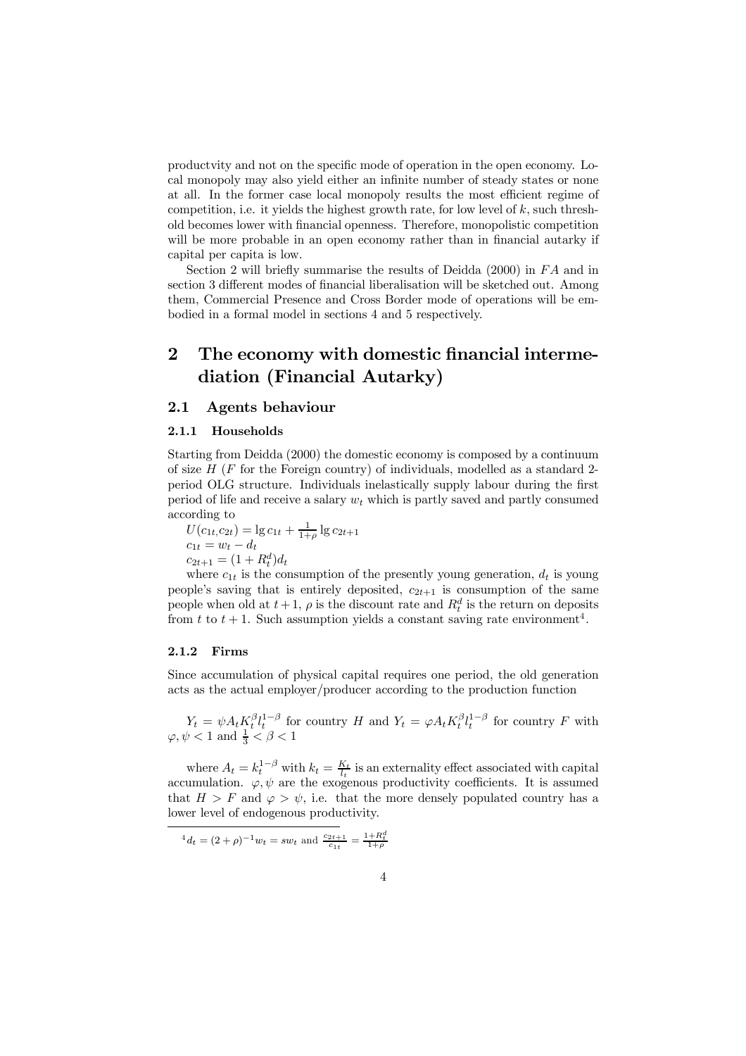productvity and not on the specific mode of operation in the open economy. Local monopoly may also yield either an infinite number of steady states or none at all. In the former case local monopoly results the most efficient regime of competition, i.e. it yields the highest growth rate, for low level of $k$, such threshold becomes lower with financial openness. Therefore, monopolistic competition will be more probable in an open economy rather than in financial autarky if capital per capita is low.

Section 2 will briefly summarise the results of Deidda (2000) in $FA$ and in section 3 different modes of financial liberalisation will be sketched out. Among them, Commercial Presence and Cross Border mode of operations will be embodied in a formal model in sections 4 and 5 respectively.

# 2 The economy with domestic financial intermediation (Financial Autarky)

## 2.1 Agents behaviour

### 2.1.1 Households

Starting from Deidda (2000) the domestic economy is composed by a continuum of size $H$ ($F$ for the Foreign country) of individuals, modelled as a standard 2-period OLG structure. Individuals inelastically supply labour during the first period of life and receive a salary $w_t$ which is partly saved and partly consumed according to

$U(c_{1t,}c_{2t}) = \lg c_{1t} + \frac{1}{1+\rho} \lg c_{2t+1}$
$c_{1t} = w_t - d_t$
$c_{2t+1} = (1 + R_t^d)d_t$

where $c_{1t}$ is the consumption of the presently young generation, $d_t$ is young people's saving that is entirely deposited, $c_{2t+1}$ is consumption of the same people when old at $t+1$, $\rho$ is the discount rate and $R_t^d$ is the return on deposits from $t$ to $t+1$. Such assumption yields a constant saving rate environment[4].

### 2.1.2 Firms

Since accumulation of physical capital requires one period, the old generation acts as the actual employer/producer according to the production function

$Y_t = \psi A_t K_t^{\beta} l_t^{1-\beta}$ for country $H$ and $Y_t = \varphi A_t K_t^{\beta} l_t^{1-\beta}$ for country $F$ with $\varphi, \psi < 1$ and $\frac{1}{3} < \beta < 1$

where $A_t = k_t^{1-\beta}$ with $k_t = \frac{K_t}{l_t}$ is an externality effect associated with capital accumulation. $\varphi, \psi$ are the exogenous productivity coefficients. It is assumed that $H > F$ and $\varphi > \psi$, i.e. that the more densely populated country has a lower level of endogenous productivity.

[4] $d_t = (2+\rho)^{-1} w_t = s w_t$ and $\frac{c_{2t+1}}{c_{1t}} = \frac{1+R_t^d}{1+\rho}$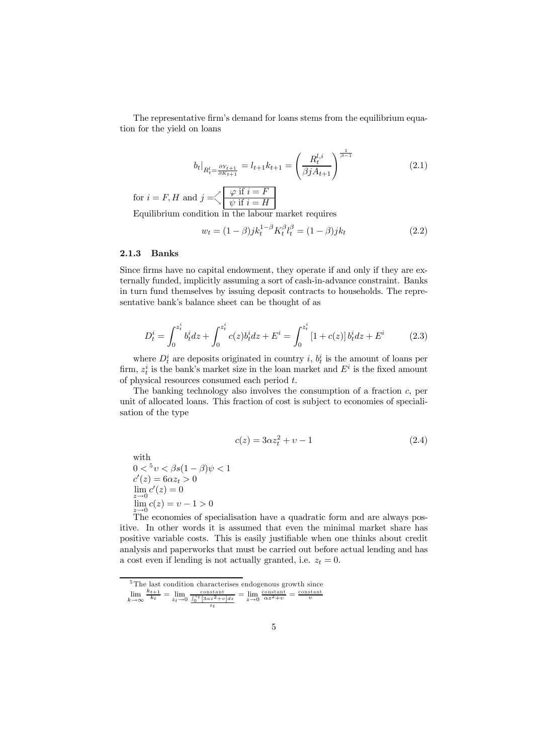The representative firm's demand for loans stems from the equilibrium equation for the yield on loans

$$b_t|_{R_t^l = \frac{\partial Y_{t+1}}{\partial K_{t+1}}} = l_{t+1}k_{t+1} = \left(\frac{R_t^{l,i}}{\beta j A_{t+1}}\right)^{\frac{1}{\beta-1}} \tag{2.1}$$

for $i = F, H$ and $j = \begin{cases} \varphi \text{ if } i = F \\ \psi \text{ if } i = H \end{cases}$

Equilibrium condition in the labour market requires

$$w_t = (1-\beta)jk_t^{1-\beta}K_t^{\beta}l_t^{\beta} = (1-\beta)jk_t \tag{2.2}$$

### 2.1.3 Banks

Since firms have no capital endowment, they operate if and only if they are externally funded, implicitly assuming a sort of cash-in-advance constraint. Banks in turn fund themselves by issuing deposit contracts to households. The representative bank's balance sheet can be thought of as

$$D_t^i = \int_0^{z_t^i} b_t^i dz + \int_0^{z_t^i} c(z) b_t^i dz + E^i = \int_0^{z_t^i} [1 + c(z)]\, b_t^i dz + E^i \tag{2.3}$$

where $D_t^i$ are deposits originated in country $i$, $b_t^i$ is the amount of loans per firm, $z_t^i$ is the bank's market size in the loan market and $E^i$ is the fixed amount of physical resources consumed each period $t$.

The banking technology also involves the consumption of a fraction $c$, per unit of allocated loans. This fraction of cost is subject to economies of specialisation of the type

$$c(z) = 3\alpha z_t^2 + \upsilon - 1 \tag{2.4}$$

with

$0 <$ [5] $\upsilon < \beta s(1-\beta)\psi < 1$

$c'(z) = 6\alpha z_t > 0$

$\lim_{z \to 0} c'(z) = 0$

$\lim_{z \to 0} c(z) = \upsilon - 1 > 0$

The economies of specialisation have a quadratic form and are always positive. In other words it is assumed that even the minimal market share has positive variable costs. This is easily justifiable when one thinks about credit analysis and paperworks that must be carried out before actual lending and has a cost even if lending is not actually granted, i.e. $z_t = 0$.

---

[5] The last condition characterises endogenous growth since $\lim_{k \to \infty} \frac{k_{t+1}}{k_t} = \lim_{z_t \to 0} \frac{\text{constant}}{\frac{\int_0^{z_t} [3\alpha z^2 + \upsilon] dz}{z_t}} = \lim_{z \to 0} \frac{\text{constant}}{\alpha z^2 + \upsilon} = \frac{\text{constant}}{\upsilon}$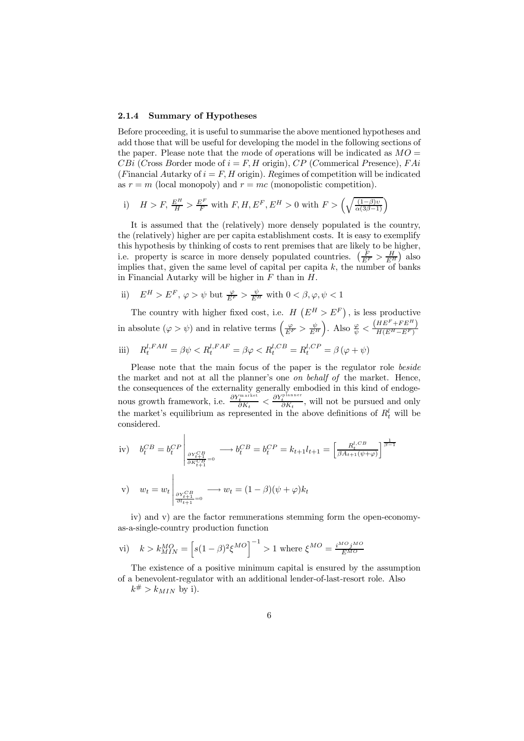### 2.1.4 Summary of Hypotheses

Before proceeding, it is useful to summarise the above mentioned hypotheses and add those that will be useful for developing the model in the following sections of the paper. Please note that the *m*ode of *o*perations will be indicated as $MO = CBi$ (*C*ross *B*order mode of $i = F, H$ origin), $CP$ (*C*ommerical *P*resence), $FAi$ (*F*inancial *A*utarky of $i = F, H$ origin). *R*egimes of competition will be indicated as $r = m$ (local monopoly) and $r = mc$ (monopolistic competition).

i) $H > F$, $\frac{E^H}{H} > \frac{E^F}{F}$ with $F, H, E^F, E^H > 0$ with $F > \left(\sqrt{\frac{(1-\beta)\upsilon}{\alpha(3\beta-1)}}\right)$

It is assumed that the (relatively) more densely populated is the country, the (relatively) higher are per capita establishment costs. It is easy to exemplify this hypothesis by thinking of costs to rent premises that are likely to be higher, i.e. property is scarce in more densely populated countries. $\left(\frac{F}{E^F} > \frac{H}{E^H}\right)$ also implies that, given the same level of capital per capita $k$, the number of banks in Financial Autarky will be higher in $F$ than in $H$.

ii) $E^H > E^F$, $\varphi > \psi$ but $\frac{\varphi}{E^F} > \frac{\psi}{E^H}$ with $0 < \beta, \varphi, \psi < 1$

The country with higher fixed cost, i.e. $H\ (E^H > E^F)$, is less productive in absolute $(\varphi > \psi)$ and in relative terms $\left(\frac{\varphi}{E^F} > \frac{\psi}{E^H}\right)$. Also $\frac{\varphi}{\psi} < \frac{(HE^F + FE^H)}{H(E^H - E^F)}$

iii) $R_t^{l,FAH} = \beta\psi < R_t^{l,FAF} = \beta\varphi < R_t^{l,CB} = R_t^{l,CP} = \beta(\varphi + \psi)$

Please note that the main focus of the paper is the regulator role *beside* the market and not at all the planner's one *on behalf of* the market. Hence, the consequences of the externality generally embodied in this kind of endogenous growth framework, i.e. $\frac{\partial Y_t^{\text{market}}}{\partial K_t} < \frac{\partial Y_t^{\text{planner}}}{\partial K_t}$, will not be pursued and only the market's equilibrium as represented in the above definitions of $R_t^l$ will be considered.

iv) $b_t^{CB} = b_t^{CP}\Big|_{\frac{\partial Y_{t+1}^{CB}}{\partial K_{t+1}^{CB}}=0} \longrightarrow b_t^{CB} = b_t^{CP} = k_{t+1}l_{t+1} = \left[\frac{R_t^{l,CB}}{\beta A_{t+1}(\psi+\varphi)}\right]^{\frac{1}{\beta-1}}$

v) $w_t = w_t\Big|_{\frac{\partial Y_{t+1}^{CB}}{\partial l_{t+1}}=0} \longrightarrow w_t = (1-\beta)(\psi+\varphi)k_t$

iv) and v) are the factor remunerations stemming form the open-economy-as-a-single-country production function

vi) $k > k_{MIN}^{MO} = \left[s(1-\beta)^2\xi^{MO}\right]^{-1} > 1$ where $\xi^{MO} = \frac{i^{MO}j^{MO}}{E^{MO}}$

The existence of a positive minimum capital is ensured by the assumption of a benevolent-regulator with an additional lender-of-last-resort role. Also $k^{\#} > k_{MIN}$ by i).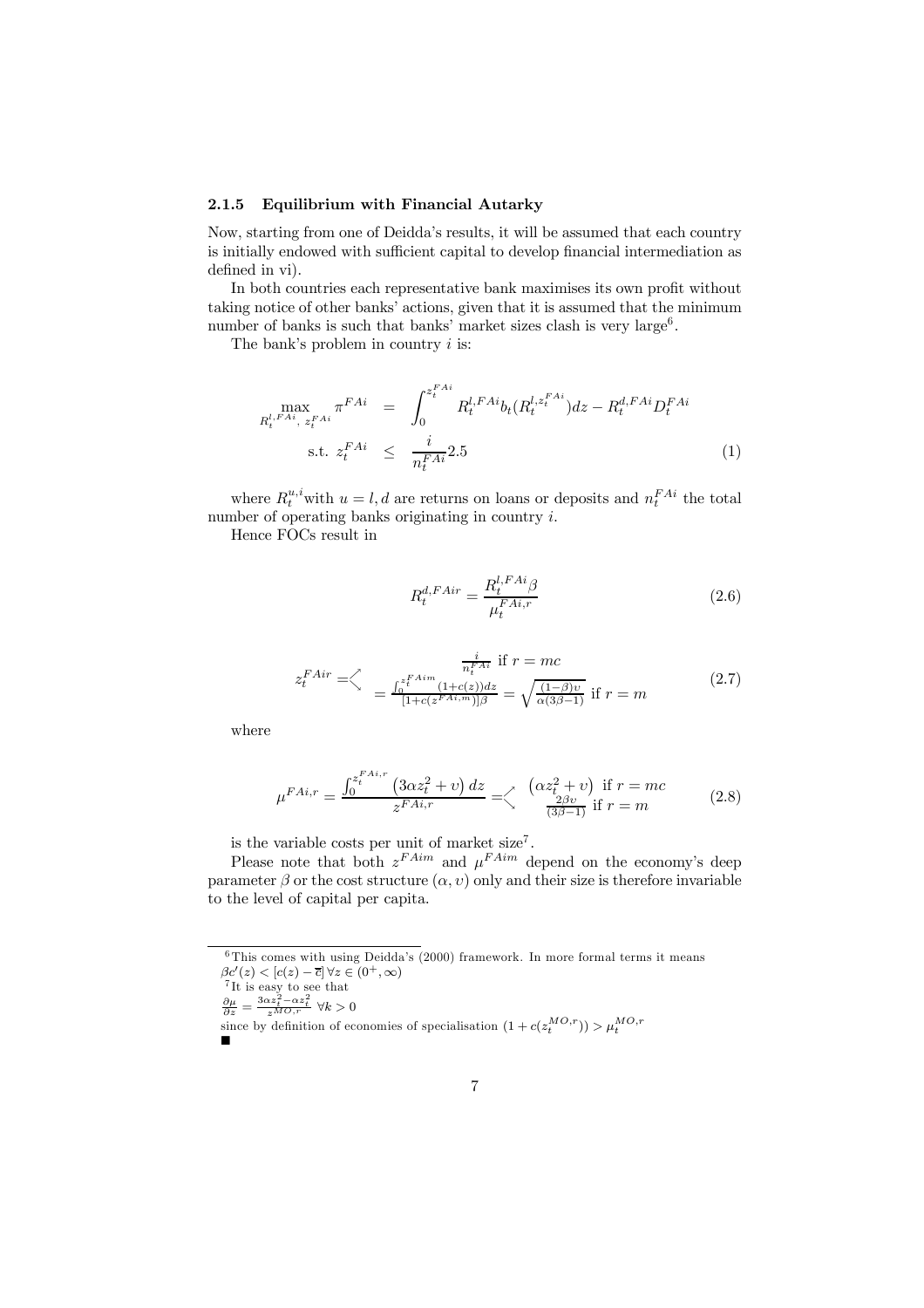### 2.1.5 Equilibrium with Financial Autarky

Now, starting from one of Deidda's results, it will be assumed that each country is initially endowed with sufficient capital to develop financial intermediation as defined in vi).

In both countries each representative bank maximises its own profit without taking notice of other banks' actions, given that it is assumed that the minimum number of banks is such that banks' market sizes clash is very large[6].

The bank's problem in country $i$ is:

$$\max_{R_t^{l,FAi},\ z_t^{FAi}} \pi^{FAi} = \int_0^{z_t^{FAi}} R_t^{l,FAi} b_t(R_t^{l,z_t^{FAi}}) dz - R_t^{d,FAi} D_t^{FAi}$$
$$\text{s.t. } z_t^{FAi} \leq \frac{i}{n_t^{FAi}} 2.5 \tag{1}$$

where $R_t^{u,i}$ with $u = l, d$ are returns on loans or deposits and $n_t^{FAi}$ the total number of operating banks originating in country $i$.

Hence FOCs result in

$$R_t^{d,FAir} = \frac{R_t^{l,FAi}\beta}{\mu_t^{FAi,r}} \tag{2.6}$$

$$z_t^{FAir} = \begin{cases} \frac{i}{n_t^{FAi}} \text{ if } r = mc \\ = \frac{\int_0^{z_t^{FAim}} (1+c(z))dz}{[1+c(z^{FAi,m})]\beta} = \sqrt{\frac{(1-\beta)\upsilon}{\alpha(3\beta-1)}} \text{ if } r = m \end{cases} \tag{2.7}$$

where

$$\mu^{FAi,r} = \frac{\int_0^{z_t^{FAi,r}} \left(3\alpha z_t^2 + \upsilon\right) dz}{z^{FAi,r}} = \begin{cases} \left(\alpha z_t^2 + \upsilon\right) \text{ if } r = mc \\ \frac{2\beta\upsilon}{(3\beta-1)} \text{ if } r = m \end{cases} \tag{2.8}$$

is the variable costs per unit of market size[7].

Please note that both $z^{FAim}$ and $\mu^{FAim}$ depend on the economy's deep parameter $\beta$ or the cost structure $(\alpha, \upsilon)$ only and their size is therefore invariable to the level of capital per capita.

---

[6] This comes with using Deidda's (2000) framework. In more formal terms it means $\beta c'(z) < [c(z) - \overline{c}]\, \forall z \in (0^+, \infty)$

[7] It is easy to see that
$\frac{\partial \mu}{\partial z} = \frac{3\alpha z_t^2 - \alpha z_t^2}{z^{MO,r}}\ \forall k > 0$
since by definition of economies of specialisation $(1 + c(z_t^{MO,r})) > \mu_t^{MO,r}$
■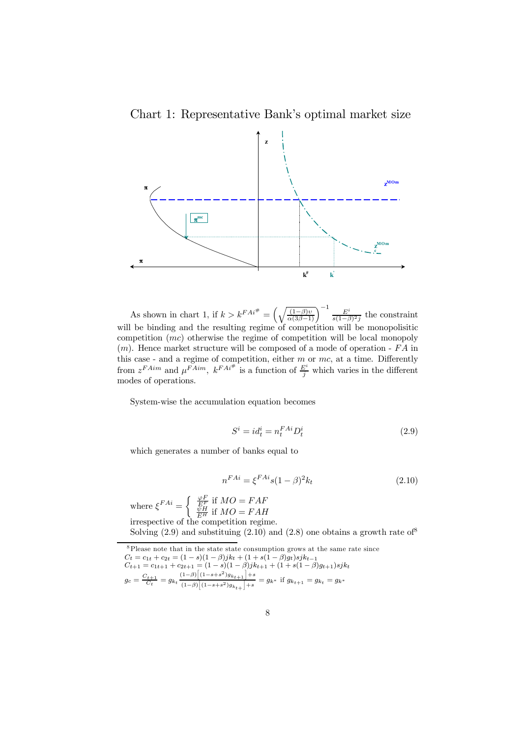Chart 1: Representative Bank's optimal market size

As shown in chart 1, if $k > k^{FAi^{\#}} = \left(\sqrt{\frac{(1-\beta)\upsilon}{\alpha(3\beta-1)}}\right)^{-1} \frac{E^i}{s(1-\beta)^2 j}$ the constraint will be binding and the resulting regime of competition will be monopolisitic competition $(mc)$ otherwise the regime of competition will be local monopoly $(m)$. Hence market structure will be composed of a mode of operation - $FA$ in this case - and a regime of competition, either $m$ or $mc$, at a time. Differently from $z^{FAim}$ and $\mu^{FAim}$, $k^{FAi^{\#}}$ is a function of $\frac{E^i}{j}$ which varies in the different modes of operations.

System-wise the accumulation equation becomes

$$S^i = id_t^i = n_t^{FAi} D_t^i \tag{2.9}$$

which generates a number of banks equal to

$$n^{FAi} = \xi^{FAi} s(1-\beta)^2 k_t \tag{2.10}$$

where $\xi^{FAi} = \begin{cases} \frac{\varphi F}{E^F} \text{ if } MO = FAF \\ \frac{\psi H}{E^H} \text{ if } MO = FAH \end{cases}$
irrespective of the competition regime.
Solving (2.9) and substituing (2.10) and (2.8) one obtains a growth rate of[8]

[8] Please note that in the state state consumption grows at the same rate since
$C_t = c_{1t} + c_{2t} = (1-s)(1-\beta)jk_t + (1+s(1-\beta)g_t)sjk_{t-1}$
$C_{t+1} = c_{1t+1} + c_{2t+1} = (1-s)(1-\beta)jk_{t+1} + (1+s(1-\beta)g_{t+1})sjk_t$
$g_c = \frac{C_{t+1}}{C_t} = g_{k_t} \frac{(1-\beta)\left[(1-s+s^2)g_{k_{t+1}}\right]+s}{(1-\beta)\left[(1-s+s^2)g_{k_{t+}}\right]+s} = g_{k^*}$ if $g_{k_{t+1}} = g_{k_t} = g_{k^*}$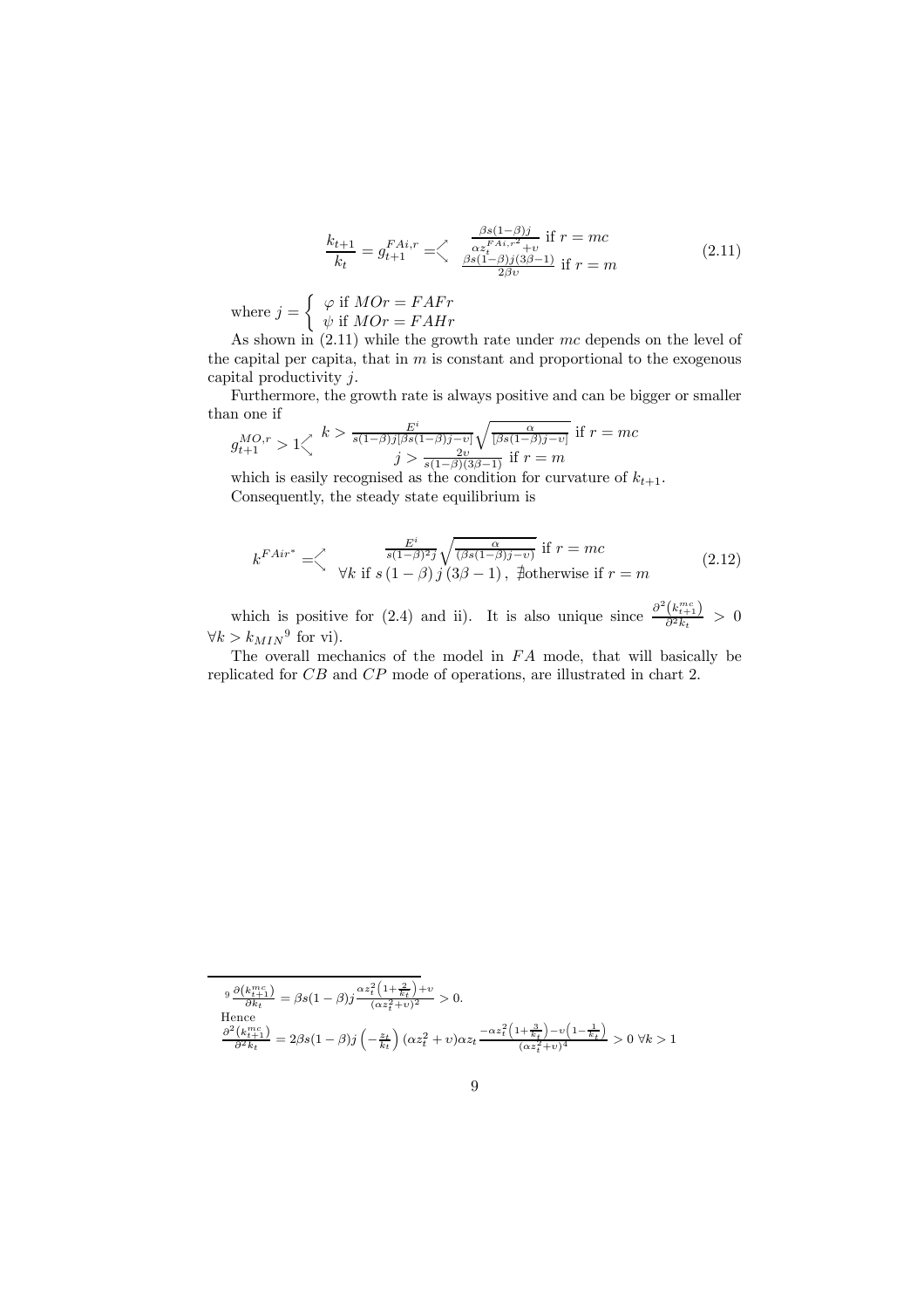$$\frac{k_{t+1}}{k_t} = g_{t+1}^{FAi,r} = \begin{cases} \frac{\beta s(1-\beta)j}{\alpha z_t^{FAi,r^2}+\upsilon} \text{ if } r = mc \\ \frac{\beta s(1-\beta)j(3\beta-1)}{2\beta\upsilon} \text{ if } r = m \end{cases} \tag{2.11}$$

where $j = \begin{cases} \varphi \text{ if } MOr = FAFr \\ \psi \text{ if } MOr = FAHr \end{cases}$

As shown in (2.11) while the growth rate under $mc$ depends on the level of the capital per capita, that in $m$ is constant and proportional to the exogenous capital productivity $j$.

Furthermore, the growth rate is always positive and can be bigger or smaller than one if

$$g_{t+1}^{MO,r} > 1 \begin{cases} k > \frac{E^i}{s(1-\beta)j[\beta s(1-\beta)j-\upsilon]}\sqrt{\frac{\alpha}{[\beta s(1-\beta)j-\upsilon]}} \text{ if } r = mc \\ j > \frac{2\upsilon}{s(1-\beta)(3\beta-1)} \text{ if } r = m \end{cases}$$

which is easily recognised as the condition for curvature of $k_{t+1}$.

Consequently, the steady state equilibrium is

$$k^{FAir^*} = \begin{cases} \frac{E^i}{s(1-\beta)^2 j}\sqrt{\frac{\alpha}{(\beta s(1-\beta)j-\upsilon)}} \text{ if } r = mc \\ \forall k \text{ if } s(1-\beta)j(3\beta-1),\ \nexists \text{otherwise if } r = m \end{cases} \tag{2.12}$$

which is positive for (2.4) and ii). It is also unique since $\frac{\partial^2(k_{t+1}^{mc})}{\partial^2 k_t} > 0$ $\forall k > k_{MIN}$[9] for vi).

The overall mechanics of the model in $FA$ mode, that will basically be replicated for $CB$ and $CP$ mode of operations, are illustrated in chart 2.

---

[9] $\frac{\partial(k_{t+1}^{mc})}{\partial k_t} = \beta s(1-\beta)j\frac{\alpha z_t^2\left(1+\frac{2}{k_t}\right)+\upsilon}{(\alpha z_t^2+\upsilon)^2} > 0.$

Hence

$\frac{\partial^2(k_{t+1}^{mc})}{\partial^2 k_t} = 2\beta s(1-\beta)j\left(-\frac{z_t}{k_t}\right)(\alpha z_t^2+\upsilon)\alpha z_t\frac{-\alpha z_t^2\left(1+\frac{3}{k_t}\right)-\upsilon\left(1-\frac{1}{k_t}\right)}{(\alpha z_t^2+\upsilon)^4} > 0\ \forall k > 1$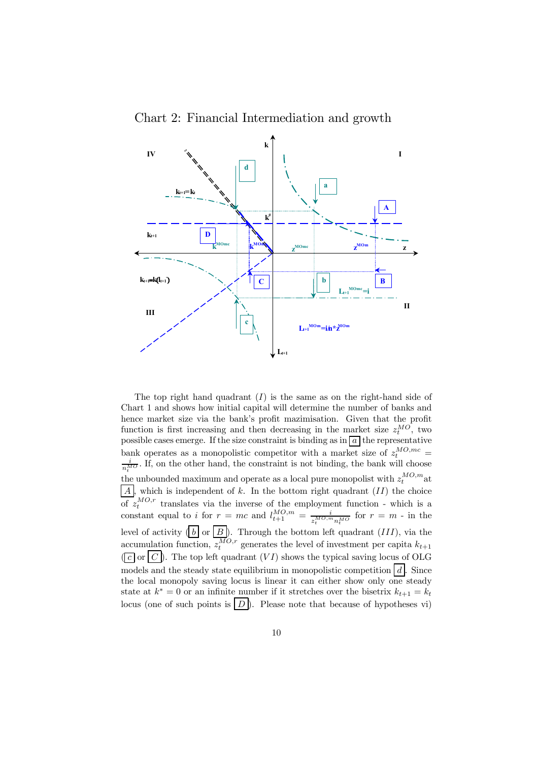Chart 2: Financial Intermediation and growth

The top right hand quadrant $(I)$ is the same as on the right-hand side of Chart 1 and shows how initial capital will determine the number of banks and hence market size via the bank's profit mazimisation. Given that the profit function is first increasing and then decreasing in the market size $z_t^{MO}$, two possible cases emerge. If the size constraint is binding as in $\boxed{a}$ the representative bank operates as a monopolistic competitor with a market size of $z_t^{MO,mc} = \frac{i}{n_t^{MO}}$. If, on the other hand, the constraint is not binding, the bank will choose the unbounded maximum and operate as a local pure monopolist with $z_t^{MO,m}$ at $\boxed{A}$, which is independent of $k$. In the bottom right quadrant $(II)$ the choice of $z_t^{MO,r}$ translates via the inverse of the employment function - which is a constant equal to $i$ for $r = mc$ and $l_{t+1}^{MO,m} = \frac{i}{z_t^{MO,m} n_t^{MO}}$ for $r = m$ - in the level of activity ($\boxed{b}$ or $\boxed{B}$). Through the bottom left quadrant $(III)$, via the accumulation function, $z_t^{MO,r}$ generates the level of investment per capita $k_{t+1}$ ($\boxed{c}$ or $\boxed{C}$). The top left quadrant $(VI)$ shows the typical saving locus of OLG models and the steady state equilibrium in monopolistic competition $\boxed{d}$. Since the local monopoly saving locus is linear it can either show only one steady state at $k^* = 0$ or an infinite number if it stretches over the bisetrix $k_{t+1} = k_t$ locus (one of such points is $\boxed{D}$). Please note that because of hypotheses vi)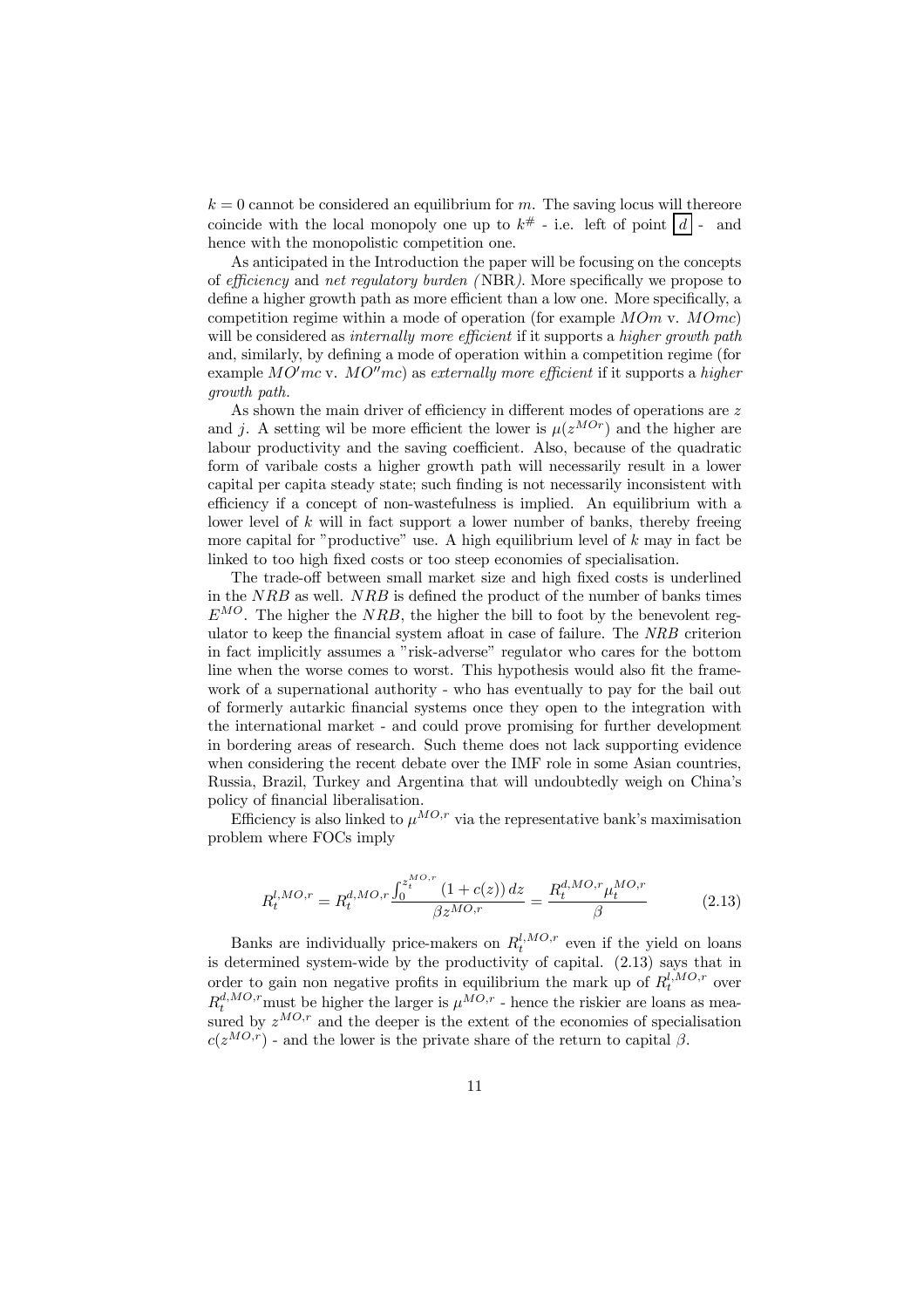$k = 0$ cannot be considered an equilibrium for $m$. The saving locus will thereore coincide with the local monopoly one up to $k^{\#}$ - i.e. left of point $\boxed{d}$ - and hence with the monopolistic competition one.

As anticipated in the Introduction the paper will be focusing on the concepts of *efficiency* and *net regulatory burden (* NBR*)*. More specifically we propose to define a higher growth path as more efficient than a low one. More specifically, a competition regime within a mode of operation (for example $MOm$ v. $MOmc$) will be considered as *internally more efficient* if it supports a *higher growth path* and, similarly, by defining a mode of operation within a competition regime (for example $MO'mc$ v. $MO''mc$) as *externally more efficient* if it supports a *higher growth path.*

As shown the main driver of efficiency in different modes of operations are $z$ and $j$. A setting wil be more efficient the lower is $\mu(z^{MOr})$ and the higher are labour productivity and the saving coefficient. Also, because of the quadratic form of varibale costs a higher growth path will necessarily result in a lower capital per capita steady state; such finding is not necessarily inconsistent with efficiency if a concept of non-wastefulness is implied. An equilibrium with a lower level of $k$ will in fact support a lower number of banks, thereby freeing more capital for "productive" use. A high equilibrium level of $k$ may in fact be linked to too high fixed costs or too steep economies of specialisation.

The trade-off between small market size and high fixed costs is underlined in the $NRB$ as well. $NRB$ is defined the product of the number of banks times $E^{MO}$. The higher the $NRB$, the higher the bill to foot by the benevolent regulator to keep the financial system afloat in case of failure. The *NRB* criterion in fact implicitly assumes a "risk-adverse" regulator who cares for the bottom line when the worse comes to worst. This hypothesis would also fit the framework of a supernational authority - who has eventually to pay for the bail out of formerly autarkic financial systems once they open to the integration with the international market - and could prove promising for further development in bordering areas of research. Such theme does not lack supporting evidence when considering the recent debate over the IMF role in some Asian countries, Russia, Brazil, Turkey and Argentina that will undoubtedly weigh on China's policy of financial liberalisation.

Efficiency is also linked to $\mu^{MO,r}$ via the representative bank's maximisation problem where FOCs imply

$$R_t^{l,MO,r} = R_t^{d,MO,r} \frac{\int_0^{z_t^{MO,r}} (1 + c(z))\, dz}{\beta z^{MO,r}} = \frac{R_t^{d,MO,r} \mu_t^{MO,r}}{\beta} \tag{2.13}$$

Banks are individually price-makers on $R_t^{l,MO,r}$ even if the yield on loans is determined system-wide by the productivity of capital. (2.13) says that in order to gain non negative profits in equilibrium the mark up of $R_t^{l,MO,r}$ over $R_t^{d,MO,r}$ must be higher the larger is $\mu^{MO,r}$ - hence the riskier are loans as measured by $z^{MO,r}$ and the deeper is the extent of the economies of specialisation $c(z^{MO,r})$ - and the lower is the private share of the return to capital $\beta$.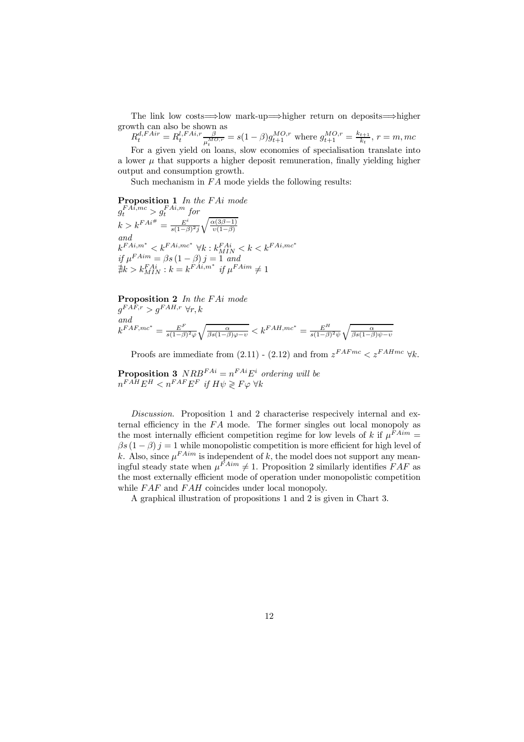The link low costs⟹low mark-up⟹higher return on deposits⟹higher growth can also be shown as

$R_t^{d,FAir} = R_t^{l,FAi,r} \frac{\beta}{\mu_t^{MO,r}} = s(1-\beta) g_{t+1}^{MO,r}$ where $g_{t+1}^{MO,r} = \frac{k_{t+1}}{k_t}$, $r = m, mc$

For a given yield on loans, slow economies of specialisation translate into a lower $\mu$ that supports a higher deposit remuneration, finally yielding higher output and consumption growth.

Such mechanism in $FA$ mode yields the following results:

**Proposition 1** *In the $FAi$ mode*
$g_t^{FAi,mc} > g_t^{FAi,m}$ *for*
$k > k^{FAi\#} = \frac{E^i}{s(1-\beta)^2 j} \sqrt{\frac{\alpha(3\beta-1)}{\upsilon(1-\beta)}}$
*and*
$k^{FAi,m^*} < k^{FAi,mc^*} \; \forall k : k_{MIN}^{FAi} < k < k^{FAi,mc^*}$
*if* $\mu^{FAim} = \beta s (1-\beta) j = 1$ *and*
$\nexists k > k_{MIN}^{FAi} : k = k^{FAi,m^*}$ *if* $\mu^{FAim} \neq 1$

**Proposition 2** *In the $FAi$ mode*
$g^{FAF,r} > g^{FAH,r} \; \forall r, k$
*and*
$k^{FAF,mc^*} = \frac{E^F}{s(1-\beta)^2 \varphi} \sqrt{\frac{\alpha}{\beta s(1-\beta)\varphi - \upsilon}} < k^{FAH,mc^*} = \frac{E^H}{s(1-\beta)^2 \psi} \sqrt{\frac{\alpha}{\beta s(1-\beta)\psi - \upsilon}}$

Proofs are immediate from (2.11) - (2.12) and from $z^{FAFmc} < z^{FAHmc} \; \forall k$.

**Proposition 3** $NRB^{FAi} = n^{FAi} E^i$ *ordering will be*
$n^{FAH} E^H < n^{FAF} E^F$ *if* $H\psi \gtreqless F\varphi \; \forall k$

*Discussion.* Proposition 1 and 2 characterise respecively internal and external efficiency in the $FA$ mode. The former singles out local monopoly as the most internally efficient competition regime for low levels of $k$ if $\mu^{FAim} = \beta s (1-\beta) j = 1$ while monopolistic competition is more efficient for high level of $k$. Also, since $\mu^{FAim}$ is independent of $k$, the model does not support any meaningful steady state when $\mu^{FAim} \neq 1$. Proposition 2 similarly identifies $FAF$ as the most externally efficient mode of operation under monopolistic competition while $FAF$ and $FAH$ coincides under local monopoly.

A graphical illustration of propositions 1 and 2 is given in Chart 3.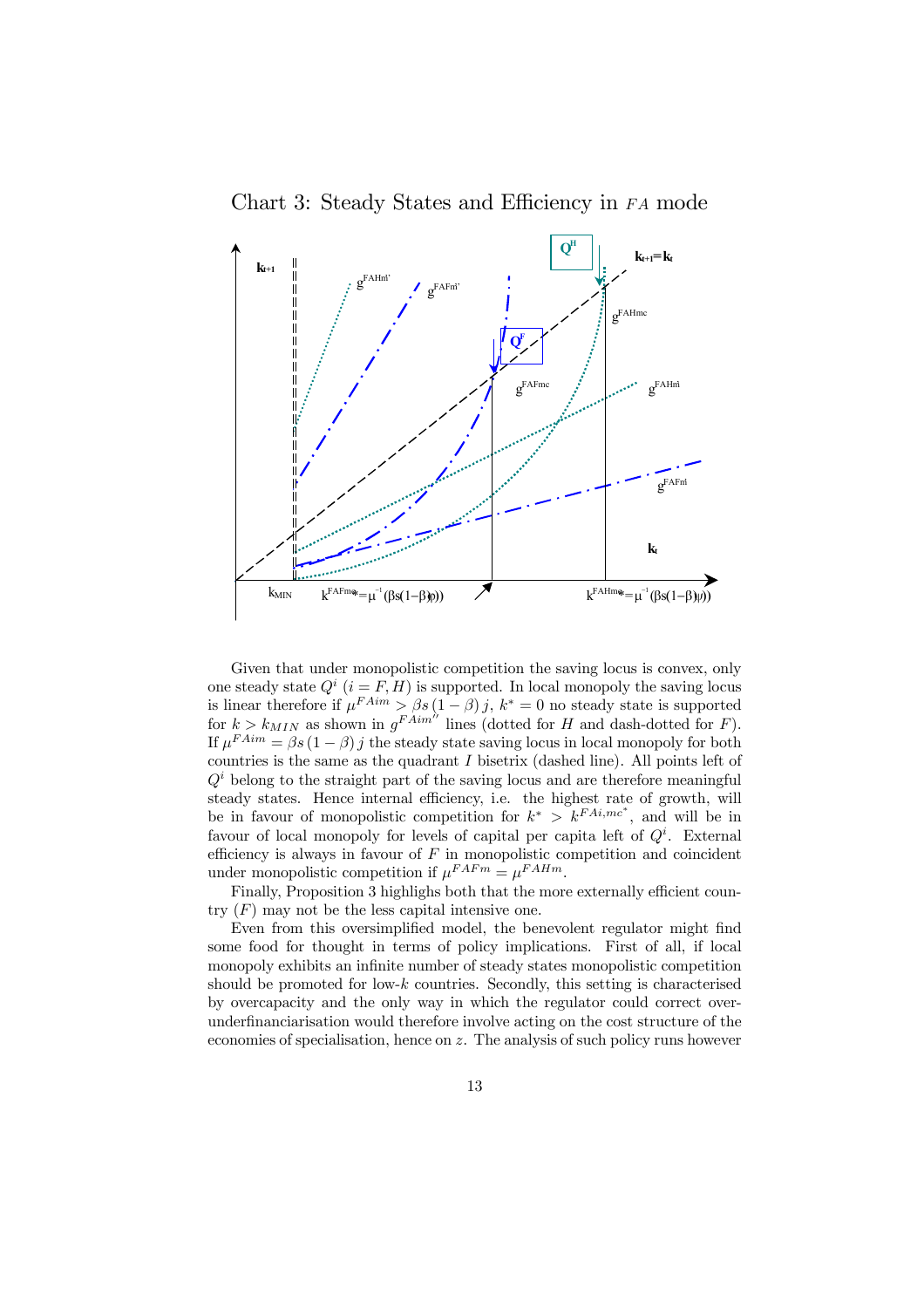Chart 3: Steady States and Efficiency in *FA* mode

Given that under monopolistic competition the saving locus is convex, only one steady state $Q^i$ $(i = F, H)$ is supported. In local monopoly the saving locus is linear therefore if $\mu^{FAim} > \beta s(1-\beta) j$, $k^* = 0$ no steady state is supported for $k > k_{MIN}$ as shown in $g^{FAim''}$ lines (dotted for $H$ and dash-dotted for $F$). If $\mu^{FAim} = \beta s(1-\beta) j$ the steady state saving locus in local monopoly for both countries is the same as the quadrant $I$ bisetrix (dashed line). All points left of $Q^i$ belong to the straight part of the saving locus and are therefore meaningful steady states. Hence internal efficiency, i.e. the highest rate of growth, will be in favour of monopolistic competition for $k^* > k^{FAi,mc^*}$, and will be in favour of local monopoly for levels of capital per capita left of $Q^i$. External efficiency is always in favour of $F$ in monopolistic competition and coincident under monopolistic competition if $\mu^{FAFm} = \mu^{FAHm}$.

Finally, Proposition 3 highlighs both that the more externally efficient country $(F)$ may not be the less capital intensive one.

Even from this oversimplified model, the benevolent regulator might find some food for thought in terms of policy implications. First of all, if local monopoly exhibits an infinite number of steady states monopolistic competition should be promoted for low-$k$ countries. Secondly, this setting is characterised by overcapacity and the only way in which the regulator could correct over-underfinanciarisation would therefore involve acting on the cost structure of the economies of specialisation, hence on $z$. The analysis of such policy runs however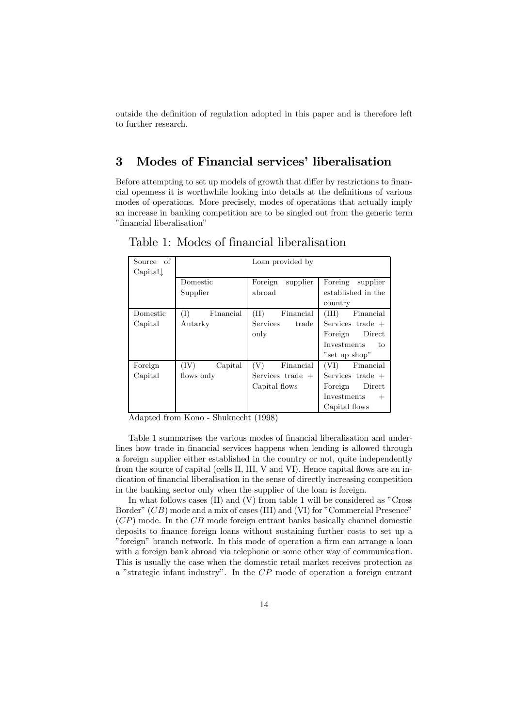outside the definition of regulation adopted in this paper and is therefore left to further research.

## 3 Modes of Financial services' liberalisation

Before attempting to set up models of growth that differ by restrictions to financial openness it is worthwhile looking into details at the definitions of various modes of operations. More precisely, modes of operations that actually imply an increase in banking competition are to be singled out from the generic term "financial liberalisation"

Table 1: Modes of financial liberalisation

| Source of Capital↓ | Loan provided by | | |
|---|---|---|---|
| | Domestic Supplier | Foreign supplier abroad | Foreing supplier established in the country |
| Domestic Capital | (I) Financial Autarky | (II) Financial Services trade only | (III) Financial Services trade + Foreign Direct Investments to "set up shop" |
| Foreign Capital | (IV) Capital flows only | (V) Financial Services trade + Capital flows | (VI) Financial Services trade + Foreign Direct Investments + Capital flows |

Adapted from Kono - Shuknecht (1998)

Table 1 summarises the various modes of financial liberalisation and underlines how trade in financial services happens when lending is allowed through a foreign supplier either established in the country or not, quite independently from the source of capital (cells II, III, V and VI). Hence capital flows are an indication of financial liberalisation in the sense of directly increasing competition in the banking sector only when the supplier of the loan is foreign.

In what follows cases (II) and (V) from table 1 will be considered as "Cross Border" ($CB$) mode and a mix of cases (III) and (VI) for "Commercial Presence" ($CP$) mode. In the $CB$ mode foreign entrant banks basically channel domestic deposits to finance foreign loans without sustaining further costs to set up a "foreign" branch network. In this mode of operation a firm can arrange a loan with a foreign bank abroad via telephone or some other way of communication. This is usually the case when the domestic retail market receives protection as a "strategic infant industry". In the $CP$ mode of operation a foreign entrant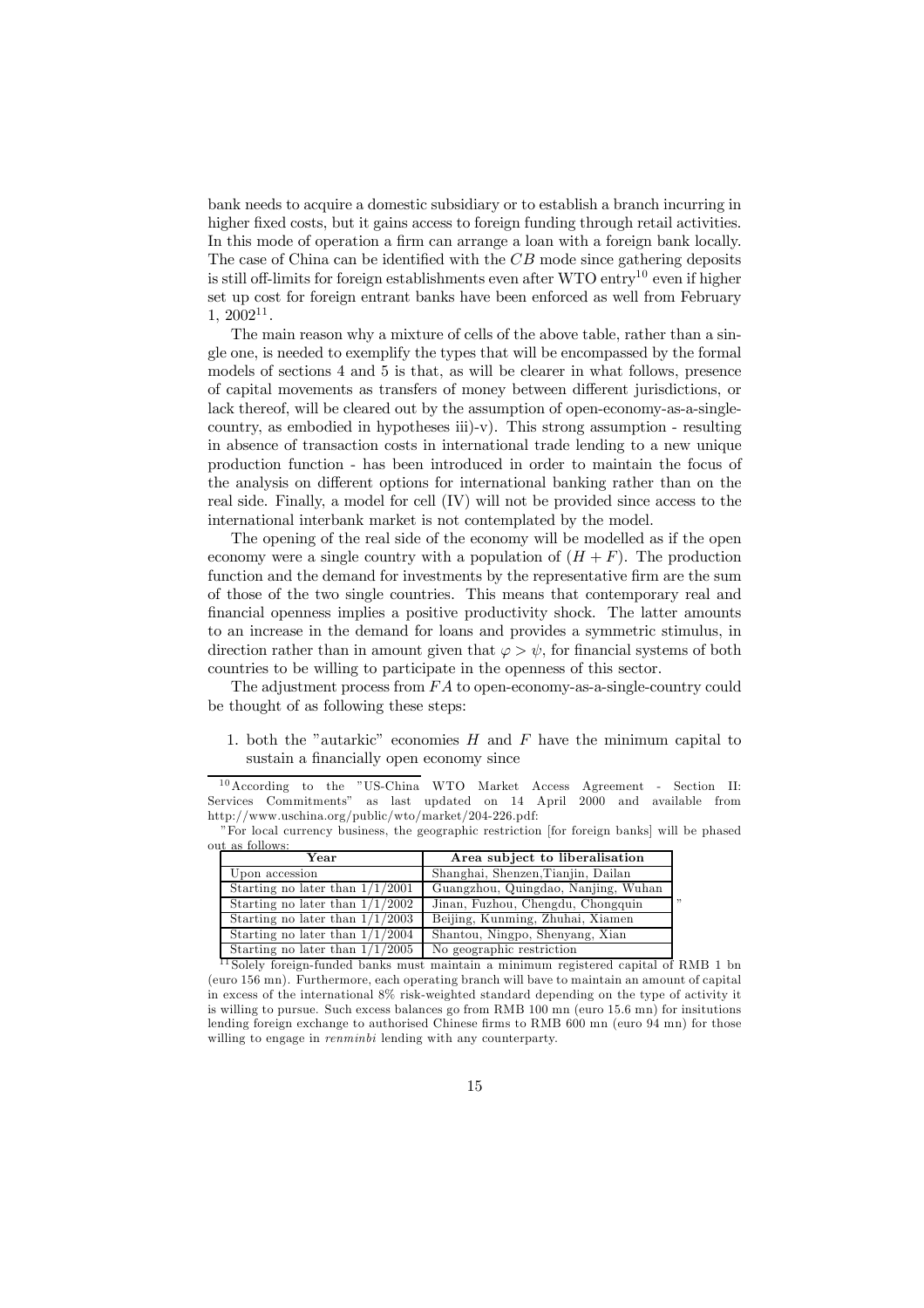bank needs to acquire a domestic subsidiary or to establish a branch incurring in higher fixed costs, but it gains access to foreign funding through retail activities. In this mode of operation a firm can arrange a loan with a foreign bank locally. The case of China can be identified with the $CB$ mode since gathering deposits is still off-limits for foreign establishments even after WTO entry[10] even if higher set up cost for foreign entrant banks have been enforced as well from February 1, 2002[11].

The main reason why a mixture of cells of the above table, rather than a single one, is needed to exemplify the types that will be encompassed by the formal models of sections 4 and 5 is that, as will be clearer in what follows, presence of capital movements as transfers of money between different jurisdictions, or lack thereof, will be cleared out by the assumption of open-economy-as-a-single-country, as embodied in hypotheses iii)-v). This strong assumption - resulting in absence of transaction costs in international trade lending to a new unique production function - has been introduced in order to maintain the focus of the analysis on different options for international banking rather than on the real side. Finally, a model for cell (IV) will not be provided since access to the international interbank market is not contemplated by the model.

The opening of the real side of the economy will be modelled as if the open economy were a single country with a population of $(H + F)$. The production function and the demand for investments by the representative firm are the sum of those of the two single countries. This means that contemporary real and financial openness implies a positive productivity shock. The latter amounts to an increase in the demand for loans and provides a symmetric stimulus, in direction rather than in amount given that $\varphi > \psi$, for financial systems of both countries to be willing to participate in the openness of this sector.

The adjustment process from $FA$ to open-economy-as-a-single-country could be thought of as following these steps:

1. both the "autarkic" economies $H$ and $F$ have the minimum capital to sustain a financially open economy since

---

[10] According to the "US-China WTO Market Access Agreement - Section II: Services Commitments" as last updated on 14 April 2000 and available from http://www.uschina.org/public/wto/market/204-226.pdf:

"For local currency business, the geographic restriction [for foreign banks] will be phased out as follows:

| Year | Area subject to liberalisation |
|---|---|
| Upon accession | Shanghai, Shenzen,Tianjin, Dailan |
| Starting no later than 1/1/2001 | Guangzhou, Quingdao, Nanjing, Wuhan |
| Starting no later than 1/1/2002 | Jinan, Fuzhou, Chengdu, Chongquin |
| Starting no later than 1/1/2003 | Beijing, Kunming, Zhuhai, Xiamen |
| Starting no later than 1/1/2004 | Shantou, Ningpo, Shenyang, Xian |
| Starting no later than 1/1/2005 | No geographic restriction |

"

[11] Solely foreign-funded banks must maintain a minimum registered capital of RMB 1 bn (euro 156 mn). Furthermore, each operating branch will bave to maintain an amount of capital in excess of the international 8% risk-weighted standard depending on the type of activity it is willing to pursue. Such excess balances go from RMB 100 mn (euro 15.6 mn) for insitutions lending foreign exchange to authorised Chinese firms to RMB 600 mn (euro 94 mn) for those willing to engage in *renminbi* lending with any counterparty.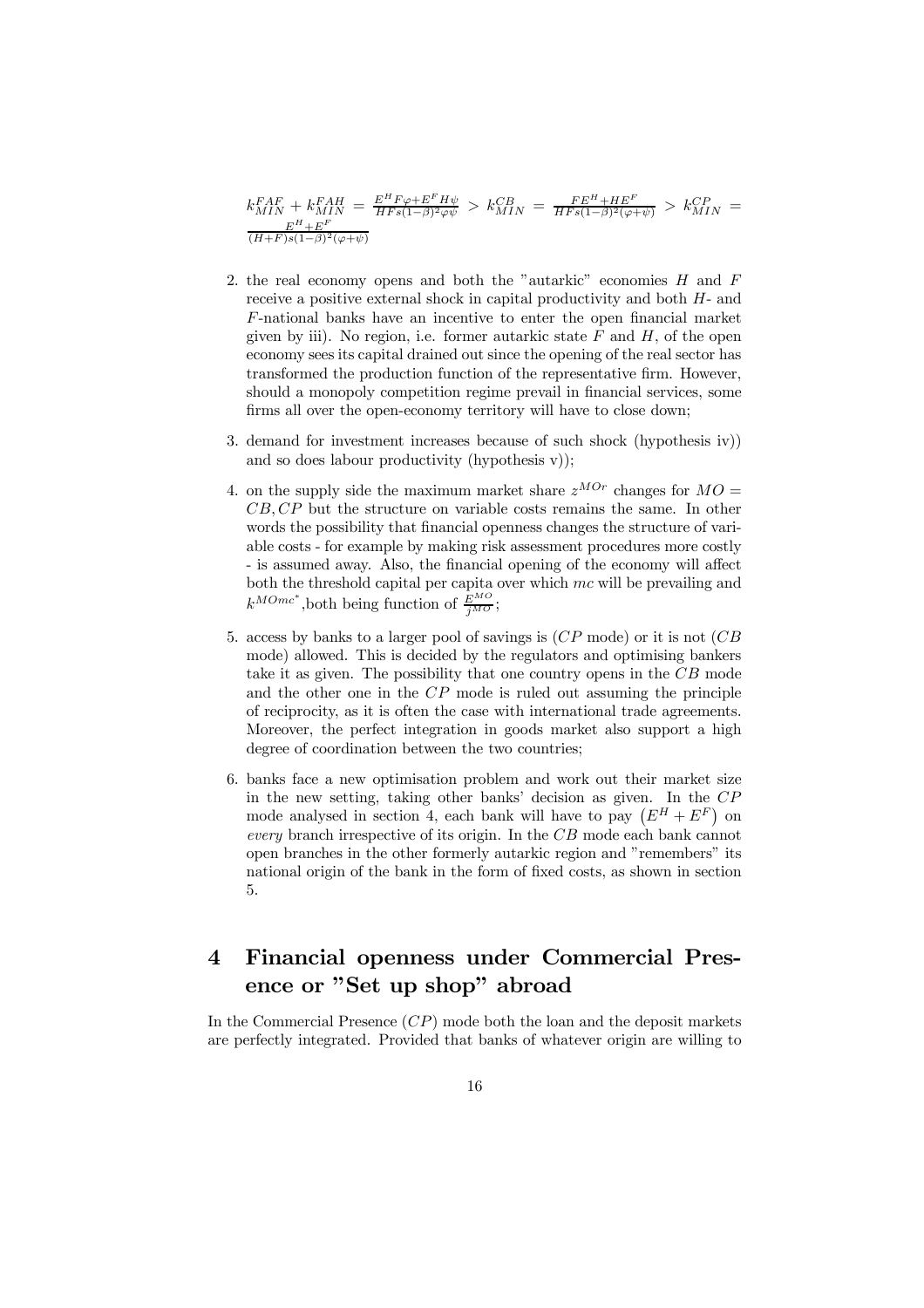$k^{FAF}_{MIN} + k^{FAH}_{MIN} = \frac{E^H F\varphi + E^F H\psi}{HFs(1-\beta)^2\varphi\psi} > k^{CB}_{MIN} = \frac{FE^H + HE^F}{HFs(1-\beta)^2(\varphi+\psi)} > k^{CP}_{MIN} = \frac{E^H + E^F}{(H+F)s(1-\beta)^2(\varphi+\psi)}$

2. the real economy opens and both the "autarkic" economies $H$ and $F$ receive a positive external shock in capital productivity and both $H$- and $F$-national banks have an incentive to enter the open financial market given by iii). No region, i.e. former autarkic state $F$ and $H$, of the open economy sees its capital drained out since the opening of the real sector has transformed the production function of the representative firm. However, should a monopoly competition regime prevail in financial services, some firms all over the open-economy territory will have to close down;

3. demand for investment increases because of such shock (hypothesis iv)) and so does labour productivity (hypothesis v));

4. on the supply side the maximum market share $z^{MOr}$ changes for $MO = CB, CP$ but the structure on variable costs remains the same. In other words the possibility that financial openness changes the structure of variable costs - for example by making risk assessment procedures more costly - is assumed away. Also, the financial opening of the economy will affect both the threshold capital per capita over which $mc$ will be prevailing and $k^{MOmc^*}$,both being function of $\frac{E^{MO}}{j^{MO}}$;

5. access by banks to a larger pool of savings is ($CP$ mode) or it is not ($CB$ mode) allowed. This is decided by the regulators and optimising bankers take it as given. The possibility that one country opens in the $CB$ mode and the other one in the $CP$ mode is ruled out assuming the principle of reciprocity, as it is often the case with international trade agreements. Moreover, the perfect integration in goods market also support a high degree of coordination between the two countries;

6. banks face a new optimisation problem and work out their market size in the new setting, taking other banks' decision as given. In the $CP$ mode analysed in section 4, each bank will have to pay $\left(E^H + E^F\right)$ on *every* branch irrespective of its origin. In the $CB$ mode each bank cannot open branches in the other formerly autarkic region and "remembers" its national origin of the bank in the form of fixed costs, as shown in section 5.

# 4 Financial openness under Commercial Presence or "Set up shop" abroad

In the Commercial Presence ($CP$) mode both the loan and the deposit markets are perfectly integrated. Provided that banks of whatever origin are willing to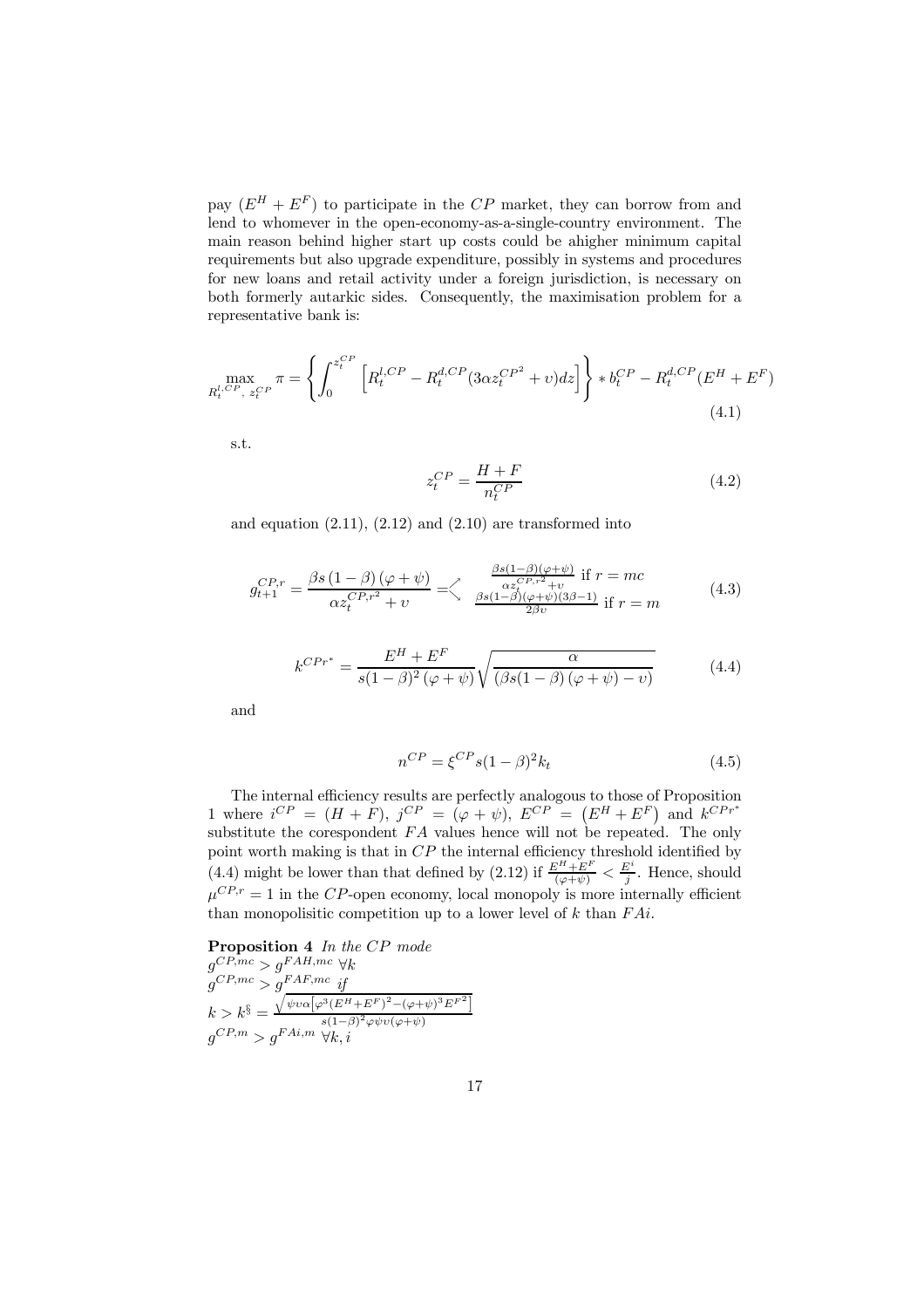pay $(E^H + E^F)$ to participate in the $CP$ market, they can borrow from and lend to whomever in the open-economy-as-a-single-country environment. The main reason behind higher start up costs could be ahigher minimum capital requirements but also upgrade expenditure, possibly in systems and procedures for new loans and retail activity under a foreign jurisdiction, is necessary on both formerly autarkic sides. Consequently, the maximisation problem for a representative bank is:

$$\max_{R_t^{l,CP},\ z_t^{CP}} \pi = \left\{ \int_0^{z_t^{CP}} \left[ R_t^{l,CP} - R_t^{d,CP}(3\alpha z_t^{CP^2} + \upsilon) dz \right] \right\} * b_t^{CP} - R_t^{d,CP}(E^H + E^F) \tag{4.1}$$

s.t.

$$z_t^{CP} = \frac{H + F}{n_t^{CP}} \tag{4.2}$$

and equation (2.11), (2.12) and (2.10) are transformed into

$$g_{t+1}^{CP,r} = \frac{\beta s (1-\beta)(\varphi + \psi)}{\alpha z_t^{CP,r^2} + \upsilon} = \begin{cases} \frac{\beta s(1-\beta)(\varphi+\psi)}{\alpha z_t^{CP,r^2} + \upsilon} \text{ if } r = mc \\ \frac{\beta s (1-\beta)(\varphi+\psi)(3\beta-1)}{2\beta\upsilon} \text{ if } r = m \end{cases} \tag{4.3}$$

$$k^{CPr^*} = \frac{E^H + E^F}{s(1-\beta)^2 (\varphi + \psi)} \sqrt{\frac{\alpha}{(\beta s(1-\beta)(\varphi+\psi) - \upsilon)}} \tag{4.4}$$

and

$$n^{CP} = \xi^{CP} s(1-\beta)^2 k_t \tag{4.5}$$

The internal efficiency results are perfectly analogous to those of Proposition 1 where $i^{CP} = (H + F)$, $j^{CP} = (\varphi + \psi)$, $E^{CP} = (E^H + E^F)$ and $k^{CPr^*}$ substitute the corespondent $FA$ values hence will not be repeated. The only point worth making is that in $CP$ the internal efficiency threshold identified by (4.4) might be lower than that defined by (2.12) if $\frac{E^H + E^F}{(\varphi+\psi)} < \frac{E^i}{j}$. Hence, should $\mu^{CP,r} = 1$ in the $CP$-open economy, local monopoly is more internally efficient than monopolisitic competition up to a lower level of $k$ than $FAi$.

**Proposition 4** *In the CP mode*
$g^{CP,mc} > g^{FAH,mc}\ \forall k$
$g^{CP,mc} > g^{FAF,mc}$ *if*
$k > k^{\S} = \frac{\sqrt{\psi\upsilon\alpha\left[\varphi^3 (E^H+E^F)^2 - (\varphi+\psi)^3 E^{F^2}\right]}}{s(1-\beta)^2 \varphi\psi\upsilon(\varphi+\psi)}$
$g^{CP,m} > g^{FAi,m}\ \forall k, i$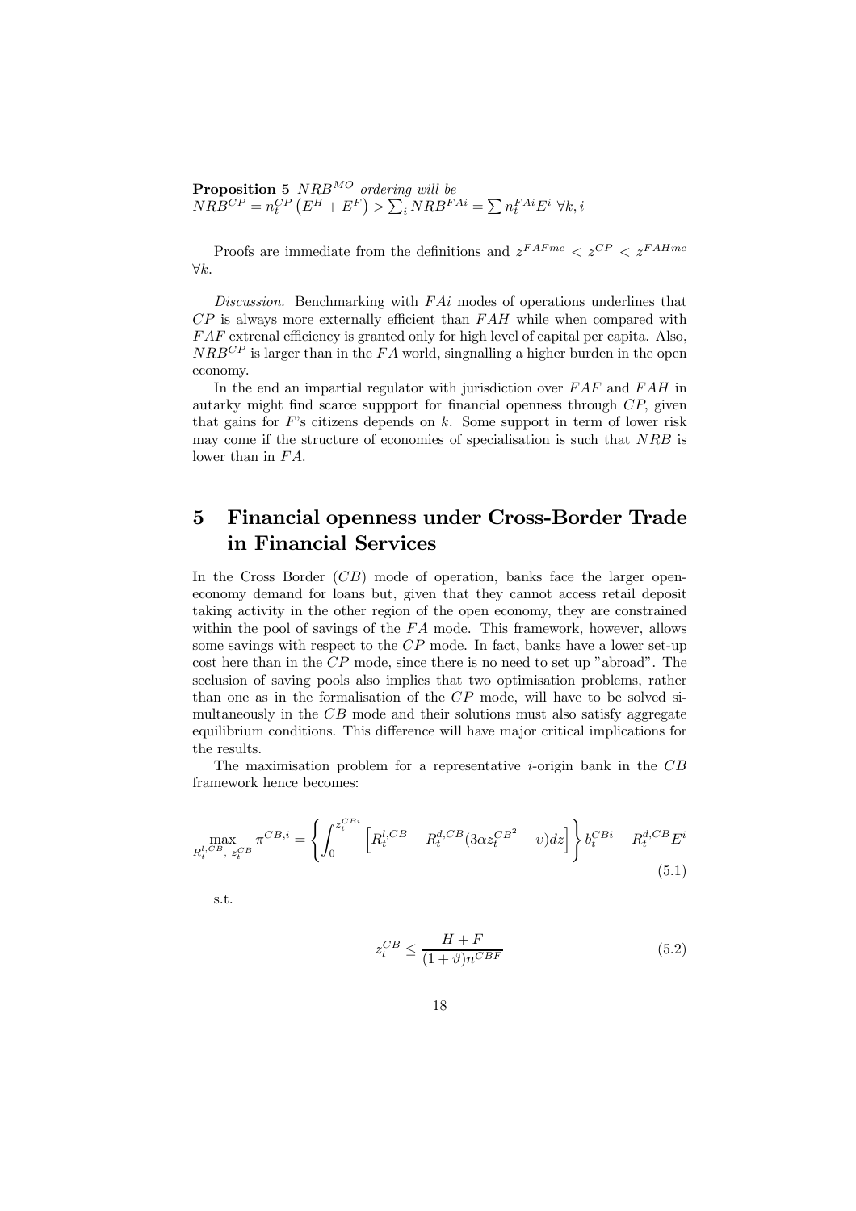**Proposition 5** *$NRB^{MO}$ ordering will be*
$NRB^{CP} = n_t^{CP}\left(E^H + E^F\right) > \sum_i NRB^{FAi} = \sum n_t^{FAi} E^i \ \forall k, i$

Proofs are immediate from the definitions and $z^{FAFmc} < z^{CP} < z^{FAHmc}$ $\forall k$.

*Discussion.* Benchmarking with $FAi$ modes of operations underlines that $CP$ is always more externally efficient than $FAH$ while when compared with $FAF$ extrenal efficiency is granted only for high level of capital per capita. Also, $NRB^{CP}$ is larger than in the $FA$ world, singnalling a higher burden in the open economy.

In the end an impartial regulator with jurisdiction over $FAF$ and $FAH$ in autarky might find scarce suppport for financial openness through $CP$, given that gains for $F$'s citizens depends on $k$. Some support in term of lower risk may come if the structure of economies of specialisation is such that $NRB$ is lower than in $FA$.

# 5 Financial openness under Cross-Border Trade in Financial Services

In the Cross Border ($CB$) mode of operation, banks face the larger open-economy demand for loans but, given that they cannot access retail deposit taking activity in the other region of the open economy, they are constrained within the pool of savings of the $FA$ mode. This framework, however, allows some savings with respect to the $CP$ mode. In fact, banks have a lower set-up cost here than in the $CP$ mode, since there is no need to set up "abroad". The seclusion of saving pools also implies that two optimisation problems, rather than one as in the formalisation of the $CP$ mode, will have to be solved simultaneously in the $CB$ mode and their solutions must also satisfy aggregate equilibrium conditions. This difference will have major critical implications for the results.

The maximisation problem for a representative $i$-origin bank in the $CB$ framework hence becomes:

$$\max_{R_t^{l,CB},\ z_t^{CB}} \pi^{CB,i} = \left\{ \int_0^{z_t^{CBi}} \left[ R_t^{l,CB} - R_t^{d,CB}(3\alpha {z_t^{CB}}^2 + \upsilon) dz \right] \right\} b_t^{CBi} - R_t^{d,CB} E^i \tag{5.1}$$

s.t.

$$z_t^{CB} \leq \frac{H+F}{(1+\vartheta) n^{CBF}} \tag{5.2}$$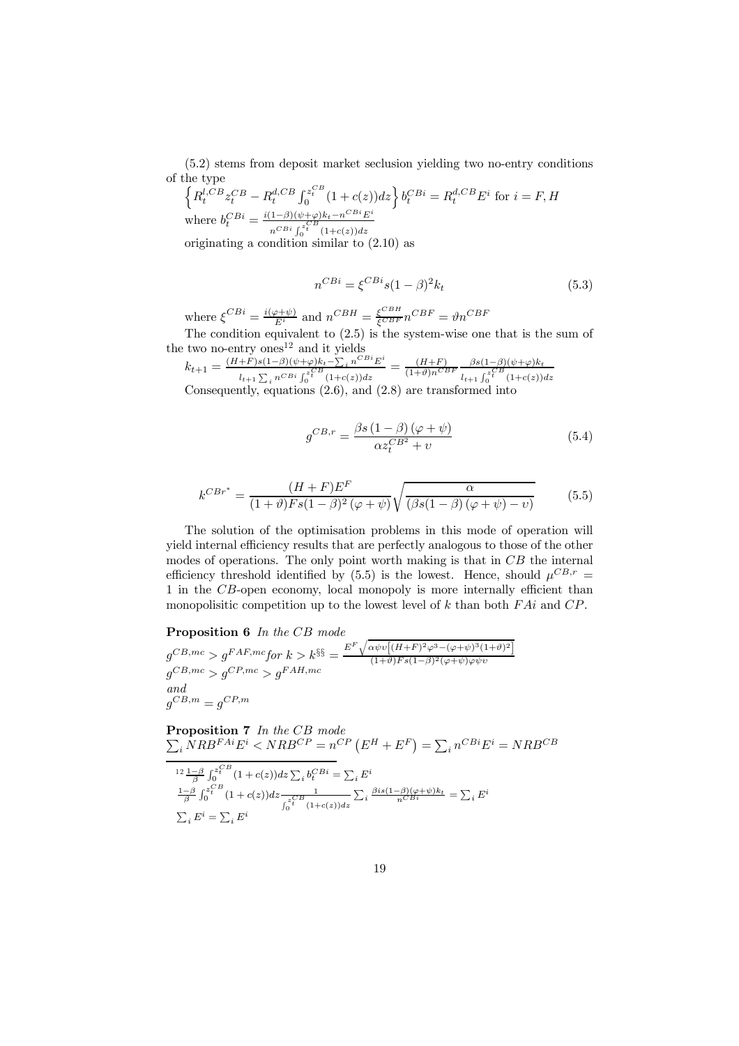(5.2) stems from deposit market seclusion yielding two no-entry conditions of the type

$\left\{R_t^{l,CB} z_t^{CB} - R_t^{d,CB} \int_0^{z_t^{CB}} (1+c(z))dz\right\} b_t^{CBi} = R_t^{d,CB} E^i$ for $i = F, H$

where $b_t^{CBi} = \frac{i(1-\beta)(\psi+\varphi)k_t - n^{CBi}E^i}{n^{CBi}\int_0^{z_t^{CB}}(1+c(z))dz}$

originating a condition similar to (2.10) as

$$n^{CBi} = \xi^{CBi} s(1-\beta)^2 k_t \tag{5.3}$$

where $\xi^{CBi} = \frac{i(\varphi+\psi)}{E^i}$ and $n^{CBH} = \frac{\xi^{CBH}}{\xi^{CBF}} n^{CBF} = \vartheta n^{CBF}$

The condition equivalent to (2.5) is the system-wise one that is the sum of the two no-entry ones[12] and it yields

$k_{t+1} = \frac{(H+F)s(1-\beta)(\psi+\varphi)k_t - \sum_i n^{CBi}E^i}{l_{t+1}\sum_i n^{CBi}\int_0^{z_t^{CB}}(1+c(z))dz} = \frac{(H+F)}{(1+\vartheta)n^{CBF}} \frac{\beta s(1-\beta)(\psi+\varphi)k_t}{l_{t+1}\int_0^{z_t^{CB}}(1+c(z))dz}$

Consequently, equations (2.6), and (2.8) are transformed into

$$g^{CB,r} = \frac{\beta s (1-\beta)(\varphi+\psi)}{\alpha z_t^{CB^2} + \upsilon} \tag{5.4}$$

$$k^{CBr^*} = \frac{(H+F)E^F}{(1+\vartheta)Fs(1-\beta)^2(\varphi+\psi)} \sqrt{\frac{\alpha}{(\beta s(1-\beta)(\varphi+\psi) - \upsilon)}} \tag{5.5}$$

The solution of the optimisation problems in this mode of operation will yield internal efficiency results that are perfectly analogous to those of the other modes of operations. The only point worth making is that in $CB$ the internal efficiency threshold identified by (5.5) is the lowest. Hence, should $\mu^{CB,r} = 1$ in the $CB$-open economy, local monopoly is more internally efficient than monopolisitic competition up to the lowest level of $k$ than both $FAi$ and $CP$.

**Proposition 6** *In the CB mode*

$g^{CB,mc} > g^{FAF,mc}$ *for* $k > k^{\S\S} = \frac{E^F\sqrt{\alpha\psi\upsilon\left[(H+F)^2\varphi^3 - (\varphi+\psi)^3(1+\vartheta)^2\right]}}{(1+\vartheta)Fs(1-\beta)^2(\varphi+\psi)\varphi\psi\upsilon}$

$g^{CB,mc} > g^{CP,mc} > g^{FAH,mc}$

*and*

$g^{CB,m} = g^{CP,m}$

**Proposition 7** *In the CB mode*

$\sum_i NRB^{FAi}E^i < NRB^{CP} = n^{CP}\left(E^H + E^F\right) = \sum_i n^{CBi}E^i = NRB^{CB}$

---

[12] $\frac{1-\beta}{\beta}\int_0^{z_t^{CB}}(1+c(z))dz \sum_i b_t^{CBi} = \sum_i E^i$

$\frac{1-\beta}{\beta}\int_0^{z_t^{CB}}(1+c(z))dz \frac{1}{\int_0^{z_t^{CB}}(1+c(z))dz}\sum_i \frac{\beta i s(1-\beta)(\varphi+\psi)k_t}{n^{CBi}} = \sum_i E^i$

$\sum_i E^i = \sum_i E^i$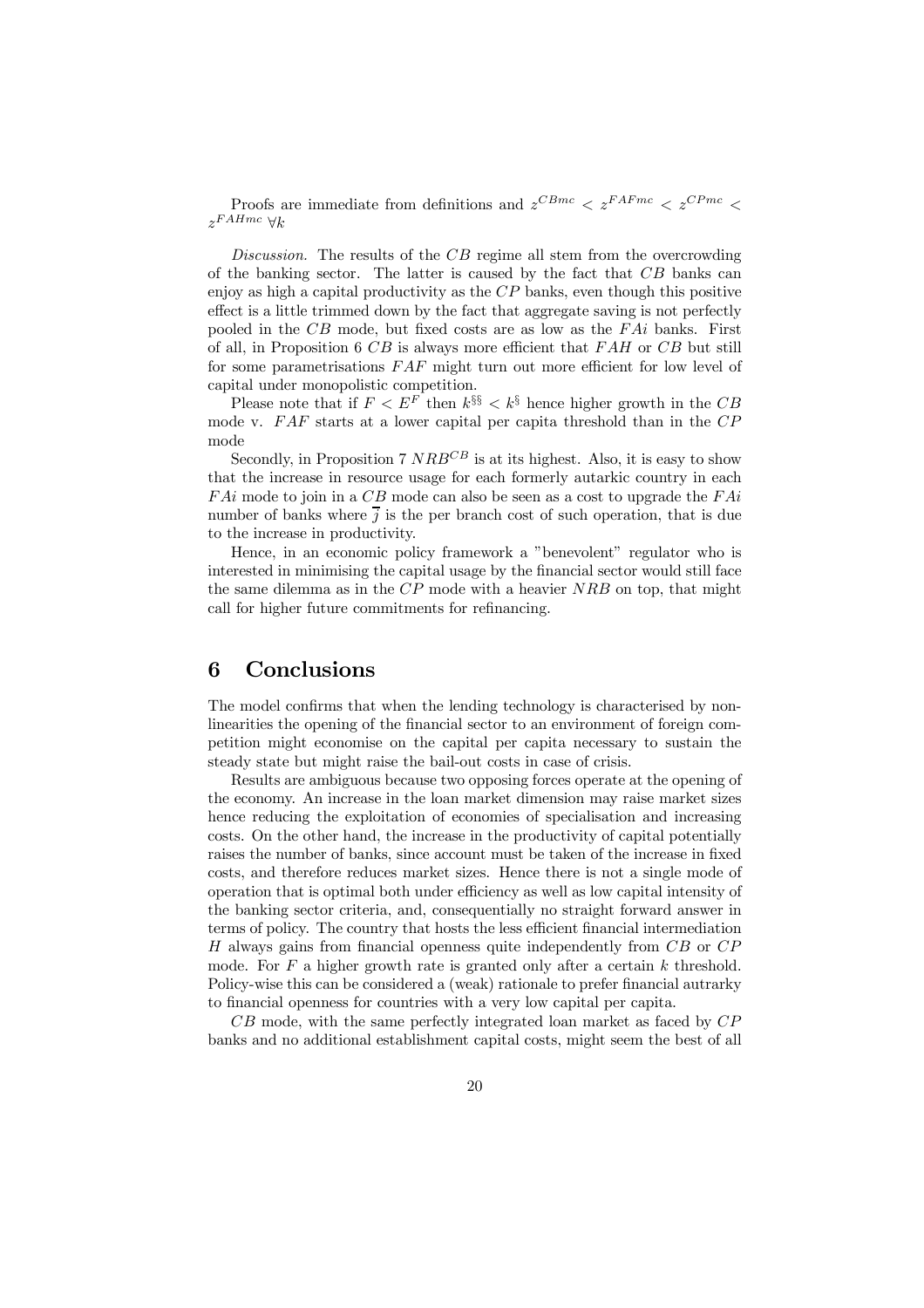Proofs are immediate from definitions and $z^{CBmc} < z^{FAFmc} < z^{CPmc} < z^{FAHmc}\ \forall k$

*Discussion.* The results of the $CB$ regime all stem from the overcrowding of the banking sector. The latter is caused by the fact that $CB$ banks can enjoy as high a capital productivity as the $CP$ banks, even though this positive effect is a little trimmed down by the fact that aggregate saving is not perfectly pooled in the $CB$ mode, but fixed costs are as low as the $FAi$ banks. First of all, in Proposition 6 $CB$ is always more efficient that $FAH$ or $CB$ but still for some parametrisations $FAF$ might turn out more efficient for low level of capital under monopolistic competition.

Please note that if $F < E^F$ then $k^{\S\S} < k^{\S}$ hence higher growth in the $CB$ mode v. $FAF$ starts at a lower capital per capita threshold than in the $CP$ mode

Secondly, in Proposition 7 $NRB^{CB}$ is at its highest. Also, it is easy to show that the increase in resource usage for each formerly autarkic country in each $FAi$ mode to join in a $CB$ mode can also be seen as a cost to upgrade the $FAi$ number of banks where $\overline{j}$ is the per branch cost of such operation, that is due to the increase in productivity.

Hence, in an economic policy framework a "benevolent" regulator who is interested in minimising the capital usage by the financial sector would still face the same dilemma as in the $CP$ mode with a heavier $NRB$ on top, that might call for higher future commitments for refinancing.

# 6 Conclusions

The model confirms that when the lending technology is characterised by non-linearities the opening of the financial sector to an environment of foreign competition might economise on the capital per capita necessary to sustain the steady state but might raise the bail-out costs in case of crisis.

Results are ambiguous because two opposing forces operate at the opening of the economy. An increase in the loan market dimension may raise market sizes hence reducing the exploitation of economies of specialisation and increasing costs. On the other hand, the increase in the productivity of capital potentially raises the number of banks, since account must be taken of the increase in fixed costs, and therefore reduces market sizes. Hence there is not a single mode of operation that is optimal both under efficiency as well as low capital intensity of the banking sector criteria, and, consequentially no straight forward answer in terms of policy. The country that hosts the less efficient financial intermediation $H$ always gains from financial openness quite independently from $CB$ or $CP$ mode. For $F$ a higher growth rate is granted only after a certain $k$ threshold. Policy-wise this can be considered a (weak) rationale to prefer financial autrarky to financial openness for countries with a very low capital per capita.

$CB$ mode, with the same perfectly integrated loan market as faced by $CP$ banks and no additional establishment capital costs, might seem the best of all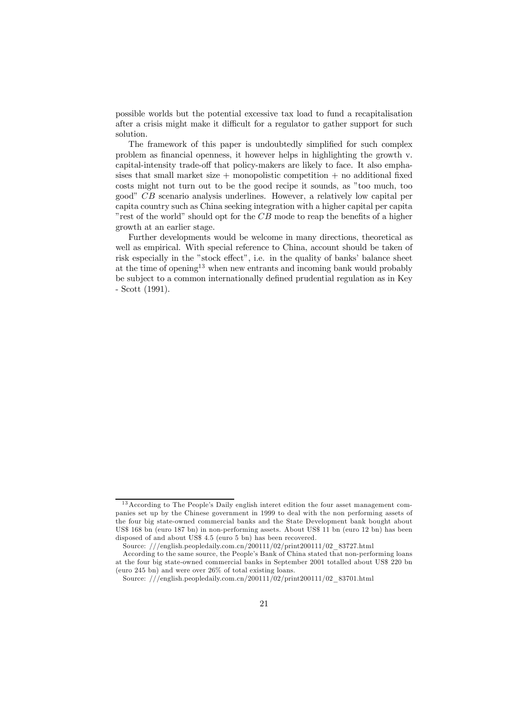possible worlds but the potential excessive tax load to fund a recapitalisation after a crisis might make it difficult for a regulator to gather support for such solution.

The framework of this paper is undoubtedly simplified for such complex problem as financial openness, it however helps in highlighting the growth v. capital-intensity trade-off that policy-makers are likely to face. It also emphasises that small market size + monopolistic competition + no additional fixed costs might not turn out to be the good recipe it sounds, as "too much, too good" $CB$ scenario analysis underlines. However, a relatively low capital per capita country such as China seeking integration with a higher capital per capita "rest of the world" should opt for the $CB$ mode to reap the benefits of a higher growth at an earlier stage.

Further developments would be welcome in many directions, theoretical as well as empirical. With special reference to China, account should be taken of risk especially in the "stock effect", i.e. in the quality of banks' balance sheet at the time of opening[13] when new entrants and incoming bank would probably be subject to a common internationally defined prudential regulation as in Key - Scott (1991).

---

[13] According to The People's Daily english interet edition the four asset management companies set up by the Chinese government in 1999 to deal with the non performing assets of the four big state-owned commercial banks and the State Development bank bought about US$ 168 bn (euro 187 bn) in non-performing assets. About US$ 11 bn (euro 12 bn) has been disposed of and about US$ 4.5 (euro 5 bn) has been recovered.

Source: ///english.peopledaily.com.cn/200111/02/print200111/02_83727.html

According to the same source, the People's Bank of China stated that non-performing loans at the four big state-owned commercial banks in September 2001 totalled about US$ 220 bn (euro 245 bn) and were over 26% of total existing loans.

Source: ///english.peopledaily.com.cn/200111/02/print200111/02_83701.html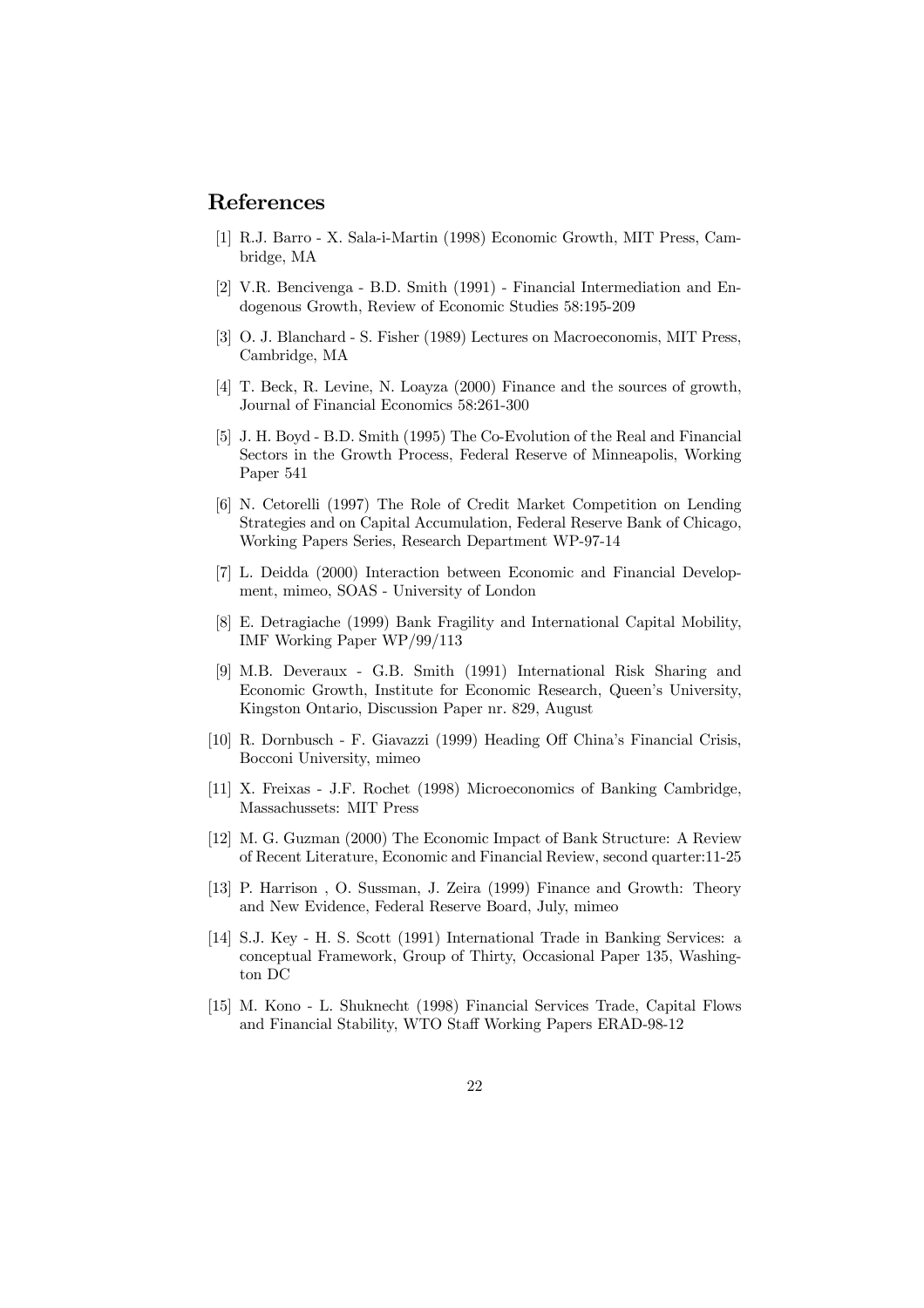## References

[1] R.J. Barro - X. Sala-i-Martin (1998) Economic Growth, MIT Press, Cambridge, MA

[2] V.R. Bencivenga - B.D. Smith (1991) - Financial Intermediation and Endogenous Growth, Review of Economic Studies 58:195-209

[3] O. J. Blanchard - S. Fisher (1989) Lectures on Macroeconomis, MIT Press, Cambridge, MA

[4] T. Beck, R. Levine, N. Loayza (2000) Finance and the sources of growth, Journal of Financial Economics 58:261-300

[5] J. H. Boyd - B.D. Smith (1995) The Co-Evolution of the Real and Financial Sectors in the Growth Process, Federal Reserve of Minneapolis, Working Paper 541

[6] N. Cetorelli (1997) The Role of Credit Market Competition on Lending Strategies and on Capital Accumulation, Federal Reserve Bank of Chicago, Working Papers Series, Research Department WP-97-14

[7] L. Deidda (2000) Interaction between Economic and Financial Development, mimeo, SOAS - University of London

[8] E. Detragiache (1999) Bank Fragility and International Capital Mobility, IMF Working Paper WP/99/113

[9] M.B. Deveraux - G.B. Smith (1991) International Risk Sharing and Economic Growth, Institute for Economic Research, Queen's University, Kingston Ontario, Discussion Paper nr. 829, August

[10] R. Dornbusch - F. Giavazzi (1999) Heading Off China's Financial Crisis, Bocconi University, mimeo

[11] X. Freixas - J.F. Rochet (1998) Microeconomics of Banking Cambridge, Massachussets: MIT Press

[12] M. G. Guzman (2000) The Economic Impact of Bank Structure: A Review of Recent Literature, Economic and Financial Review, second quarter:11-25

[13] P. Harrison , O. Sussman, J. Zeira (1999) Finance and Growth: Theory and New Evidence, Federal Reserve Board, July, mimeo

[14] S.J. Key - H. S. Scott (1991) International Trade in Banking Services: a conceptual Framework, Group of Thirty, Occasional Paper 135, Washington DC

[15] M. Kono - L. Shuknecht (1998) Financial Services Trade, Capital Flows and Financial Stability, WTO Staff Working Papers ERAD-98-12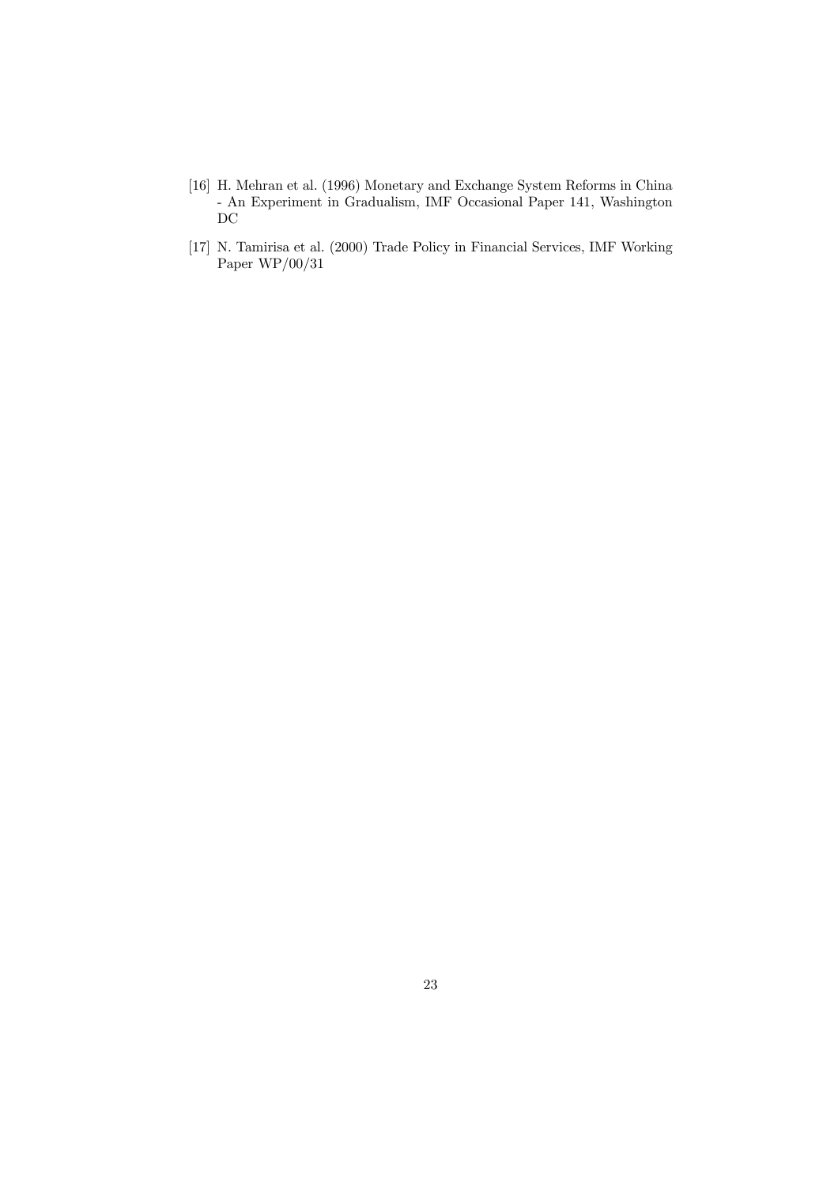[16] H. Mehran et al. (1996) Monetary and Exchange System Reforms in China - An Experiment in Gradualism, IMF Occasional Paper 141, Washington DC

[17] N. Tamirisa et al. (2000) Trade Policy in Financial Services, IMF Working Paper WP/00/31